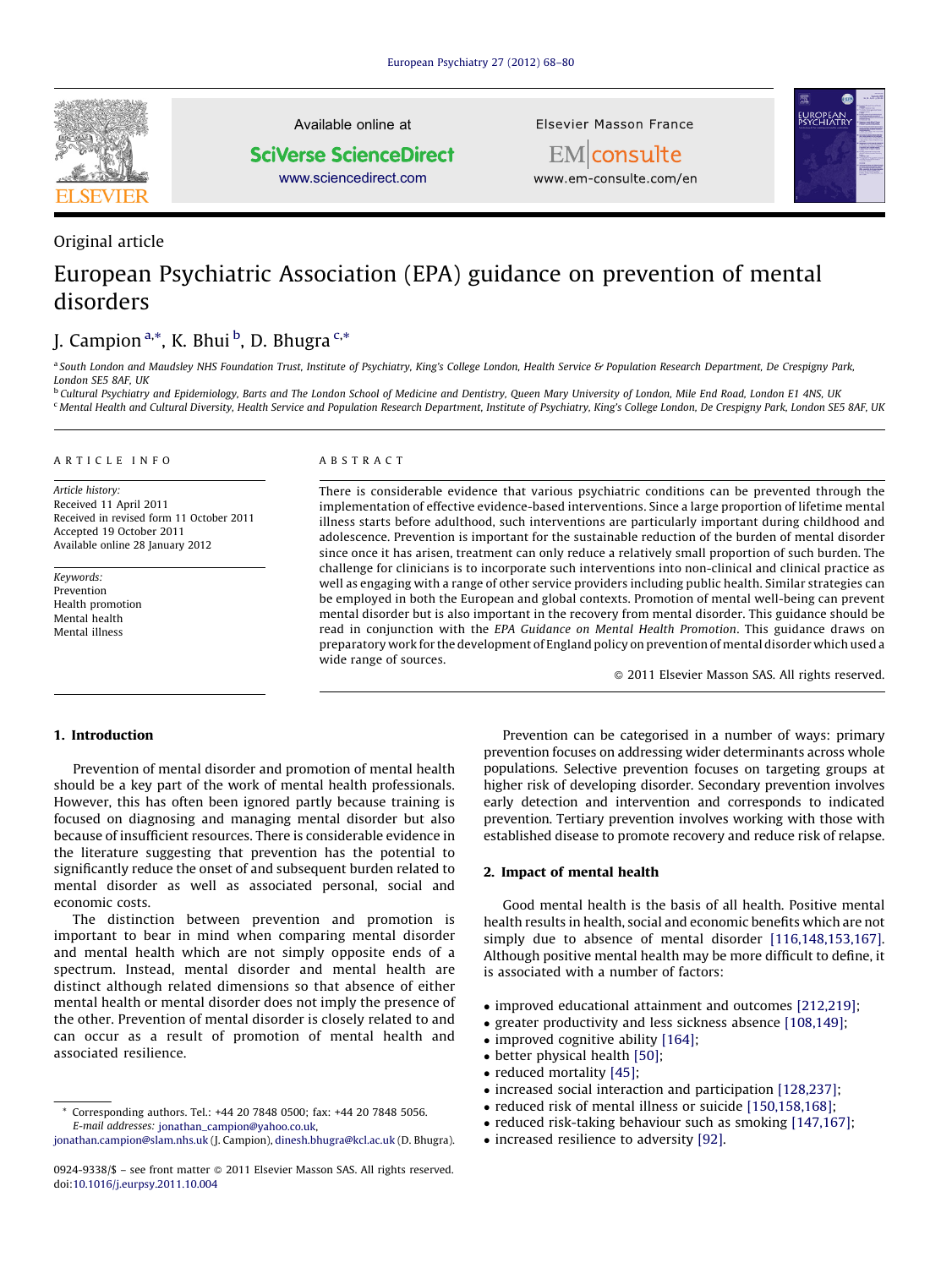Original article

# European Psychiatric Association (EPA) guidance on prevention of mental disorders

J. Campion [a,*], K. Bhui [b], D. Bhugra [c,*]

[a] South London and Maudsley NHS Foundation Trust, Institute of Psychiatry, King's College London, Health Service & Population Research Department, De Crespigny Park, London SE5 8AF, UK

[b] Cultural Psychiatry and Epidemiology, Barts and The London School of Medicine and Dentistry, Queen Mary University of London, Mile End Road, London E1 4NS, UK

[c] Mental Health and Cultural Diversity, Health Service and Population Research Department, Institute of Psychiatry, King's College London, De Crespigny Park, London SE5 8AF, UK

ARTICLE INFO

*Article history:*
Received 11 April 2011
Received in revised form 11 October 2011
Accepted 19 October 2011
Available online 28 January 2012

*Keywords:*
Prevention
Health promotion
Mental health
Mental illness

ABSTRACT

There is considerable evidence that various psychiatric conditions can be prevented through the implementation of effective evidence-based interventions. Since a large proportion of lifetime mental illness starts before adulthood, such interventions are particularly important during childhood and adolescence. Prevention is important for the sustainable reduction of the burden of mental disorder since once it has arisen, treatment can only reduce a relatively small proportion of such burden. The challenge for clinicians is to incorporate such interventions into non-clinical and clinical practice as well as engaging with a range of other service providers including public health. Similar strategies can be employed in both the European and global contexts. Promotion of mental well-being can prevent mental disorder but is also important in the recovery from mental disorder. This guidance should be read in conjunction with the *EPA Guidance on Mental Health Promotion*. This guidance draws on preparatory work for the development of England policy on prevention of mental disorder which used a wide range of sources.

© 2011 Elsevier Masson SAS. All rights reserved.

## 1. Introduction

Prevention of mental disorder and promotion of mental health should be a key part of the work of mental health professionals. However, this has often been ignored partly because training is focused on diagnosing and managing mental disorder but also because of insufficient resources. There is considerable evidence in the literature suggesting that prevention has the potential to significantly reduce the onset of and subsequent burden related to mental disorder as well as associated personal, social and economic costs.

The distinction between prevention and promotion is important to bear in mind when comparing mental disorder and mental health which are not simply opposite ends of a spectrum. Instead, mental disorder and mental health are distinct although related dimensions so that absence of either mental health or mental disorder does not imply the presence of the other. Prevention of mental disorder is closely related to and can occur as a result of promotion of mental health and associated resilience.

Prevention can be categorised in a number of ways: primary prevention focuses on addressing wider determinants across whole populations. Selective prevention focuses on targeting groups at higher risk of developing disorder. Secondary prevention involves early detection and intervention and corresponds to indicated prevention. Tertiary prevention involves working with those with established disease to promote recovery and reduce risk of relapse.

## 2. Impact of mental health

Good mental health is the basis of all health. Positive mental health results in health, social and economic benefits which are not simply due to absence of mental disorder [116,148,153,167]. Although positive mental health may be more difficult to define, it is associated with a number of factors:

- improved educational attainment and outcomes [212,219];
- greater productivity and less sickness absence [108,149];
- improved cognitive ability [164];
- better physical health [50];
- reduced mortality [45];
- increased social interaction and participation [128,237];
- reduced risk of mental illness or suicide [150,158,168];
- reduced risk-taking behaviour such as smoking [147,167];
- increased resilience to adversity [92].

* Corresponding authors. Tel.: +44 20 7848 0500; fax: +44 20 7848 5056.
*E-mail addresses:* jonathan_campion@yahoo.co.uk, jonathan.campion@slam.nhs.uk (J. Campion), dinesh.bhugra@kcl.ac.uk (D. Bhugra).

0924-9338/$ – see front matter © 2011 Elsevier Masson SAS. All rights reserved.
doi:10.1016/j.eurpsy.2011.10.004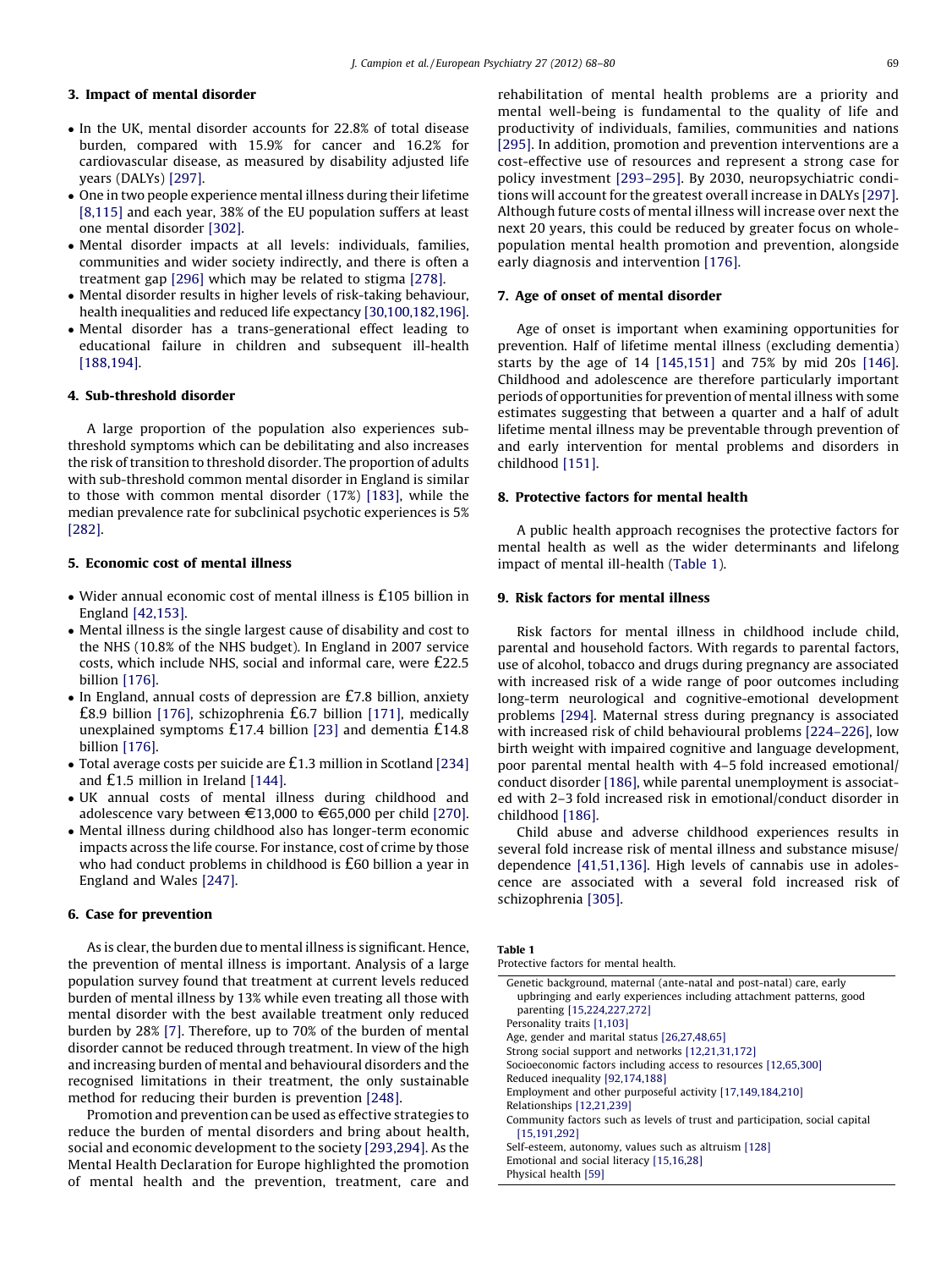## 3. Impact of mental disorder

- In the UK, mental disorder accounts for 22.8% of total disease burden, compared with 15.9% for cancer and 16.2% for cardiovascular disease, as measured by disability adjusted life years (DALYs) [297].
- One in two people experience mental illness during their lifetime [8,115] and each year, 38% of the EU population suffers at least one mental disorder [302].
- Mental disorder impacts at all levels: individuals, families, communities and wider society indirectly, and there is often a treatment gap [296] which may be related to stigma [278].
- Mental disorder results in higher levels of risk-taking behaviour, health inequalities and reduced life expectancy [30,100,182,196].
- Mental disorder has a trans-generational effect leading to educational failure in children and subsequent ill-health [188,194].

## 4. Sub-threshold disorder

A large proportion of the population also experiences sub-threshold symptoms which can be debilitating and also increases the risk of transition to threshold disorder. The proportion of adults with sub-threshold common mental disorder in England is similar to those with common mental disorder (17%) [183], while the median prevalence rate for subclinical psychotic experiences is 5% [282].

## 5. Economic cost of mental illness

- Wider annual economic cost of mental illness is £105 billion in England [42,153].
- Mental illness is the single largest cause of disability and cost to the NHS (10.8% of the NHS budget). In England in 2007 service costs, which include NHS, social and informal care, were £22.5 billion [176].
- In England, annual costs of depression are £7.8 billion, anxiety £8.9 billion [176], schizophrenia £6.7 billion [171], medically unexplained symptoms £17.4 billion [23] and dementia £14.8 billion [176].
- Total average costs per suicide are £1.3 million in Scotland [234] and £1.5 million in Ireland [144].
- UK annual costs of mental illness during childhood and adolescence vary between €13,000 to €65,000 per child [270].
- Mental illness during childhood also has longer-term economic impacts across the life course. For instance, cost of crime by those who had conduct problems in childhood is £60 billion a year in England and Wales [247].

## 6. Case for prevention

As is clear, the burden due to mental illness is significant. Hence, the prevention of mental illness is important. Analysis of a large population survey found that treatment at current levels reduced burden of mental illness by 13% while even treating all those with mental disorder with the best available treatment only reduced burden by 28% [7]. Therefore, up to 70% of the burden of mental disorder cannot be reduced through treatment. In view of the high and increasing burden of mental and behavioural disorders and the recognised limitations in their treatment, the only sustainable method for reducing their burden is prevention [248].

Promotion and prevention can be used as effective strategies to reduce the burden of mental disorders and bring about health, social and economic development to the society [293,294]. As the Mental Health Declaration for Europe highlighted the promotion of mental health and the prevention, treatment, care and rehabilitation of mental health problems are a priority and mental well-being is fundamental to the quality of life and productivity of individuals, families, communities and nations [295]. In addition, promotion and prevention interventions are a cost-effective use of resources and represent a strong case for policy investment [293–295]. By 2030, neuropsychiatric conditions will account for the greatest overall increase in DALYs [297]. Although future costs of mental illness will increase over next the next 20 years, this could be reduced by greater focus on whole-population mental health promotion and prevention, alongside early diagnosis and intervention [176].

## 7. Age of onset of mental disorder

Age of onset is important when examining opportunities for prevention. Half of lifetime mental illness (excluding dementia) starts by the age of 14 [145,151] and 75% by mid 20s [146]. Childhood and adolescence are therefore particularly important periods of opportunities for prevention of mental illness with some estimates suggesting that between a quarter and a half of adult lifetime mental illness may be preventable through prevention of and early intervention for mental problems and disorders in childhood [151].

## 8. Protective factors for mental health

A public health approach recognises the protective factors for mental health as well as the wider determinants and lifelong impact of mental ill-health (Table 1).

## 9. Risk factors for mental illness

Risk factors for mental illness in childhood include child, parental and household factors. With regards to parental factors, use of alcohol, tobacco and drugs during pregnancy are associated with increased risk of a wide range of poor outcomes including long-term neurological and cognitive-emotional development problems [294]. Maternal stress during pregnancy is associated with increased risk of child behavioural problems [224–226], low birth weight with impaired cognitive and language development, poor parental mental health with 4–5 fold increased emotional/conduct disorder [186], while parental unemployment is associated with 2–3 fold increased risk in emotional/conduct disorder in childhood [186].

Child abuse and adverse childhood experiences results in several fold increase risk of mental illness and substance misuse/dependence [41,51,136]. High levels of cannabis use in adolescence are associated with a several fold increased risk of schizophrenia [305].

**Table 1**
Protective factors for mental health.

| Protective factors |
|---|
| Genetic background, maternal (ante-natal and post-natal) care, early upbringing and early experiences including attachment patterns, good parenting [15,224,227,272] |
| Personality traits [1,103] |
| Age, gender and marital status [26,27,48,65] |
| Strong social support and networks [12,21,31,172] |
| Socioeconomic factors including access to resources [12,65,300] |
| Reduced inequality [92,174,188] |
| Employment and other purposeful activity [17,149,184,210] |
| Relationships [12,21,239] |
| Community factors such as levels of trust and participation, social capital [15,191,292] |
| Self-esteem, autonomy, values such as altruism [128] |
| Emotional and social literacy [15,16,28] |
| Physical health [59] |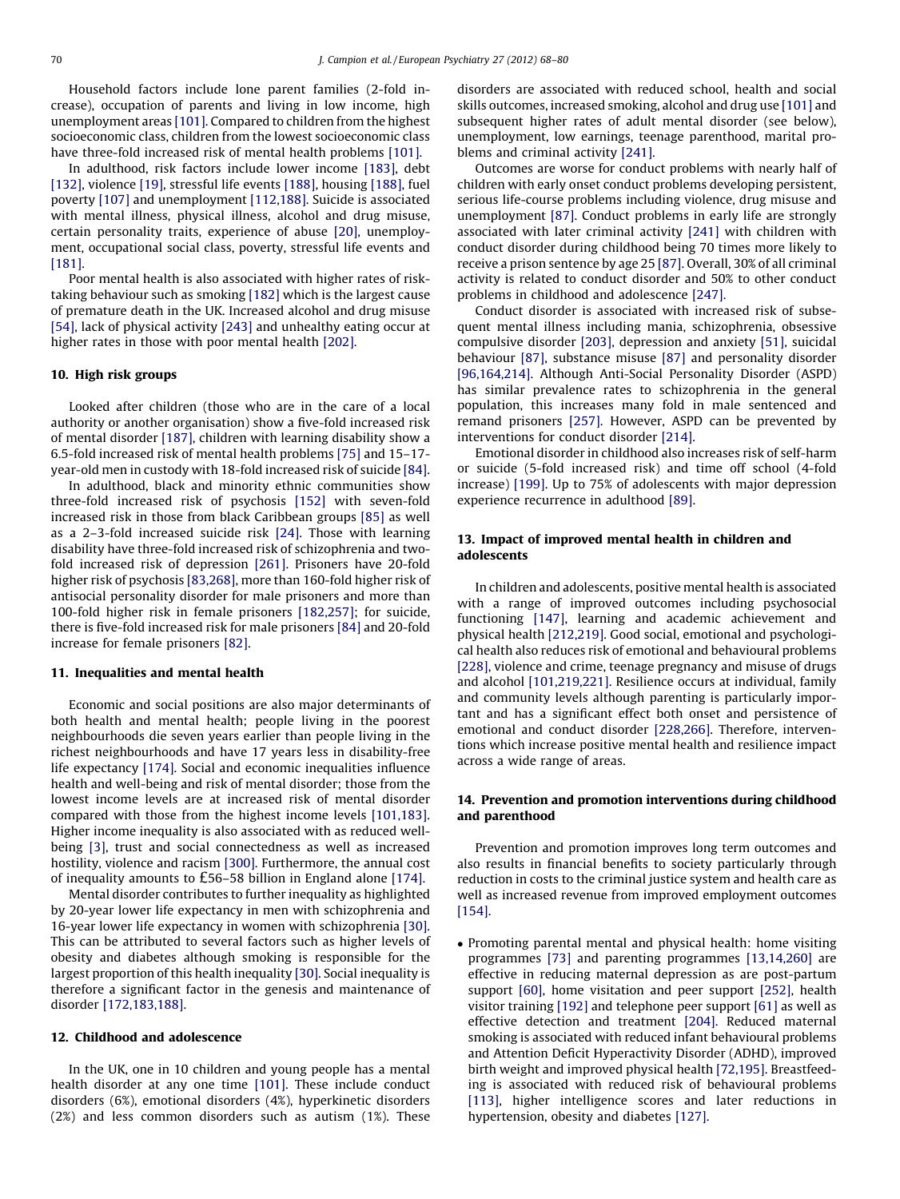Household factors include lone parent families (2-fold increase), occupation of parents and living in low income, high unemployment areas [101]. Compared to children from the highest socioeconomic class, children from the lowest socioeconomic class have three-fold increased risk of mental health problems [101].

In adulthood, risk factors include lower income [183], debt [132], violence [19], stressful life events [188], housing [188], fuel poverty [107] and unemployment [112,188]. Suicide is associated with mental illness, physical illness, alcohol and drug misuse, certain personality traits, experience of abuse [20], unemployment, occupational social class, poverty, stressful life events and [181].

Poor mental health is also associated with higher rates of risk-taking behaviour such as smoking [182] which is the largest cause of premature death in the UK. Increased alcohol and drug misuse [54], lack of physical activity [243] and unhealthy eating occur at higher rates in those with poor mental health [202].

## 10. High risk groups

Looked after children (those who are in the care of a local authority or another organisation) show a five-fold increased risk of mental disorder [187], children with learning disability show a 6.5-fold increased risk of mental health problems [75] and 15–17-year-old men in custody with 18-fold increased risk of suicide [84].

In adulthood, black and minority ethnic communities show three-fold increased risk of psychosis [152] with seven-fold increased risk in those from black Caribbean groups [85] as well as a 2–3-fold increased suicide risk [24]. Those with learning disability have three-fold increased risk of schizophrenia and two-fold increased risk of depression [261]. Prisoners have 20-fold higher risk of psychosis [83,268], more than 160-fold higher risk of antisocial personality disorder for male prisoners and more than 100-fold higher risk in female prisoners [182,257]; for suicide, there is five-fold increased risk for male prisoners [84] and 20-fold increase for female prisoners [82].

## 11. Inequalities and mental health

Economic and social positions are also major determinants of both health and mental health; people living in the poorest neighbourhoods die seven years earlier than people living in the richest neighbourhoods and have 17 years less in disability-free life expectancy [174]. Social and economic inequalities influence health and well-being and risk of mental disorder; those from the lowest income levels are at increased risk of mental disorder compared with those from the highest income levels [101,183]. Higher income inequality is also associated with reduced well-being [3], trust and social connectedness as well as increased hostility, violence and racism [300]. Furthermore, the annual cost of inequality amounts to £56–58 billion in England alone [174].

Mental disorder contributes to further inequality as highlighted by 20-year lower life expectancy in men with schizophrenia and 16-year lower life expectancy in women with schizophrenia [30]. This can be attributed to several factors such as higher levels of obesity and diabetes although smoking is responsible for the largest proportion of this health inequality [30]. Social inequality is therefore a significant factor in the genesis and maintenance of disorder [172,183,188].

## 12. Childhood and adolescence

In the UK, one in 10 children and young people has a mental health disorder at any one time [101]. These include conduct disorders (6%), emotional disorders (4%), hyperkinetic disorders (2%) and less common disorders such as autism (1%). These disorders are associated with reduced school, health and social skills outcomes, increased smoking, alcohol and drug use [101] and subsequent higher rates of adult mental disorder (see below), unemployment, low earnings, teenage parenthood, marital problems and criminal activity [241].

Outcomes are worse for conduct problems with nearly half of children with early onset conduct problems developing persistent, serious life-course problems including violence, drug misuse and unemployment [87]. Conduct problems in early life are strongly associated with later criminal activity [241] with children with conduct disorder during childhood being 70 times more likely to receive a prison sentence by age 25 [87]. Overall, 30% of all criminal activity is related to conduct disorder and 50% to other conduct problems in childhood and adolescence [247].

Conduct disorder is associated with increased risk of subsequent mental illness including mania, schizophrenia, obsessive compulsive disorder [203], depression and anxiety [51], suicidal behaviour [87], substance misuse [87] and personality disorder [96,164,214]. Although Anti-Social Personality Disorder (ASPD) has similar prevalence rates to schizophrenia in the general population, this increases many fold in male sentenced and remand prisoners [257]. However, ASPD can be prevented by interventions for conduct disorder [214].

Emotional disorder in childhood also increases risk of self-harm or suicide (5-fold increased risk) and time off school (4-fold increase) [199]. Up to 75% of adolescents with major depression experience recurrence in adulthood [89].

## 13. Impact of improved mental health in children and adolescents

In children and adolescents, positive mental health is associated with a range of improved outcomes including psychosocial functioning [147], learning and academic achievement and physical health [212,219]. Good social, emotional and psychological health also reduces risk of emotional and behavioural problems [228], violence and crime, teenage pregnancy and misuse of drugs and alcohol [101,219,221]. Resilience occurs at individual, family and community levels although parenting is particularly important and has a significant effect both onset and persistence of emotional and conduct disorder [228,266]. Therefore, interventions which increase positive mental health and resilience impact across a wide range of areas.

## 14. Prevention and promotion interventions during childhood and parenthood

Prevention and promotion improves long term outcomes and also results in financial benefits to society particularly through reduction in costs to the criminal justice system and health care as well as increased revenue from improved employment outcomes [154].

- Promoting parental mental and physical health: home visiting programmes [73] and parenting programmes [13,14,260] are effective in reducing maternal depression as are post-partum support [60], home visitation and peer support [252], health visitor training [192] and telephone peer support [61] as well as effective detection and treatment [204]. Reduced maternal smoking is associated with reduced infant behavioural problems and Attention Deficit Hyperactivity Disorder (ADHD), improved birth weight and improved physical health [72,195]. Breastfeeding is associated with reduced risk of behavioural problems [113], higher intelligence scores and later reductions in hypertension, obesity and diabetes [127].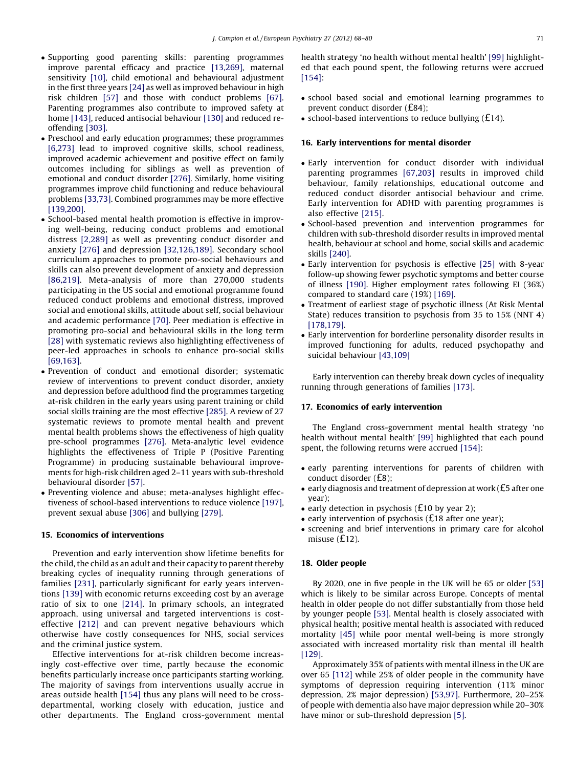- Supporting good parenting skills: parenting programmes improve parental efficacy and practice [13,269], maternal sensitivity [10], child emotional and behavioural adjustment in the first three years [24] as well as improved behaviour in high risk children [57] and those with conduct problems [67]. Parenting programmes also contribute to improved safety at home [143], reduced antisocial behaviour [130] and reduced re-offending [303].
- Preschool and early education programmes; these programmes [6,273] lead to improved cognitive skills, school readiness, improved academic achievement and positive effect on family outcomes including for siblings as well as prevention of emotional and conduct disorder [276]. Similarly, home visiting programmes improve child functioning and reduce behavioural problems [33,73]. Combined programmes may be more effective [139,200].
- School-based mental health promotion is effective in improving well-being, reducing conduct problems and emotional distress [2,289] as well as preventing conduct disorder and anxiety [276] and depression [32,126,189]. Secondary school curriculum approaches to promote pro-social behaviours and skills can also prevent development of anxiety and depression [86,219]. Meta-analysis of more than 270,000 students participating in the US social and emotional programme found reduced conduct problems and emotional distress, improved social and emotional skills, attitude about self, social behaviour and academic performance [70]. Peer mediation is effective in promoting pro-social and behavioural skills in the long term [28] with systematic reviews also highlighting effectiveness of peer-led approaches in schools to enhance pro-social skills [69,163].
- Prevention of conduct and emotional disorder; systematic review of interventions to prevent conduct disorder, anxiety and depression before adulthood find the programmes targeting at-risk children in the early years using parent training or child social skills training are the most effective [285]. A review of 27 systematic reviews to promote mental health and prevent mental health problems shows the effectiveness of high quality pre-school programmes [276]. Meta-analytic level evidence highlights the effectiveness of Triple P (Positive Parenting Programme) in producing sustainable behavioural improvements for high-risk children aged 2–11 years with sub-threshold behavioural disorder [57].
- Preventing violence and abuse; meta-analyses highlight effectiveness of school-based interventions to reduce violence [197], prevent sexual abuse [306] and bullying [279].

## 15. Economics of interventions

Prevention and early intervention show lifetime benefits for the child, the child as an adult and their capacity to parent thereby breaking cycles of inequality running through generations of families [231], particularly significant for early years interventions [139] with economic returns exceeding cost by an average ratio of six to one [214]. In primary schools, an integrated approach, using universal and targeted interventions is cost-effective [212] and can prevent negative behaviours which otherwise have costly consequences for NHS, social services and the criminal justice system.

Effective interventions for at-risk children become increasingly cost-effective over time, partly because the economic benefits particularly increase once participants starting working. The majority of savings from interventions usually accrue in areas outside health [154] thus any plans will need to be cross-departmental, working closely with education, justice and other departments. The England cross-government mental health strategy 'no health without mental health' [99] highlighted that each pound spent, the following returns were accrued [154]:

- school based social and emotional learning programmes to prevent conduct disorder (£84);
- school-based interventions to reduce bullying (£14).

## 16. Early interventions for mental disorder

- Early intervention for conduct disorder with individual parenting programmes [67,203] results in improved child behaviour, family relationships, educational outcome and reduced conduct disorder antisocial behaviour and crime. Early intervention for ADHD with parenting programmes is also effective [215].
- School-based prevention and intervention programmes for children with sub-threshold disorder results in improved mental health, behaviour at school and home, social skills and academic skills [240].
- Early intervention for psychosis is effective [25] with 8-year follow-up showing fewer psychotic symptoms and better course of illness [190]. Higher employment rates following EI (36%) compared to standard care (19%) [169].
- Treatment of earliest stage of psychotic illness (At Risk Mental State) reduces transition to psychosis from 35 to 15% (NNT 4) [178,179].
- Early intervention for borderline personality disorder results in improved functioning for adults, reduced psychopathy and suicidal behaviour [43,109]

Early intervention can thereby break down cycles of inequality running through generations of families [173].

## 17. Economics of early intervention

The England cross-government mental health strategy 'no health without mental health' [99] highlighted that each pound spent, the following returns were accrued [154]:

- early parenting interventions for parents of children with conduct disorder (£8);
- early diagnosis and treatment of depression at work (£5 after one year);
- early detection in psychosis (£10 by year 2);
- early intervention of psychosis (£18 after one year);
- screening and brief interventions in primary care for alcohol misuse (£12).

## 18. Older people

By 2020, one in five people in the UK will be 65 or older [53] which is likely to be similar across Europe. Concepts of mental health in older people do not differ substantially from those held by younger people [53]. Mental health is closely associated with physical health; positive mental health is associated with reduced mortality [45] while poor mental well-being is more strongly associated with increased mortality risk than mental ill health [129].

Approximately 35% of patients with mental illness in the UK are over 65 [112] while 25% of older people in the community have symptoms of depression requiring intervention (11% minor depression, 2% major depression) [53,97]. Furthermore, 20–25% of people with dementia also have major depression while 20–30% have minor or sub-threshold depression [5].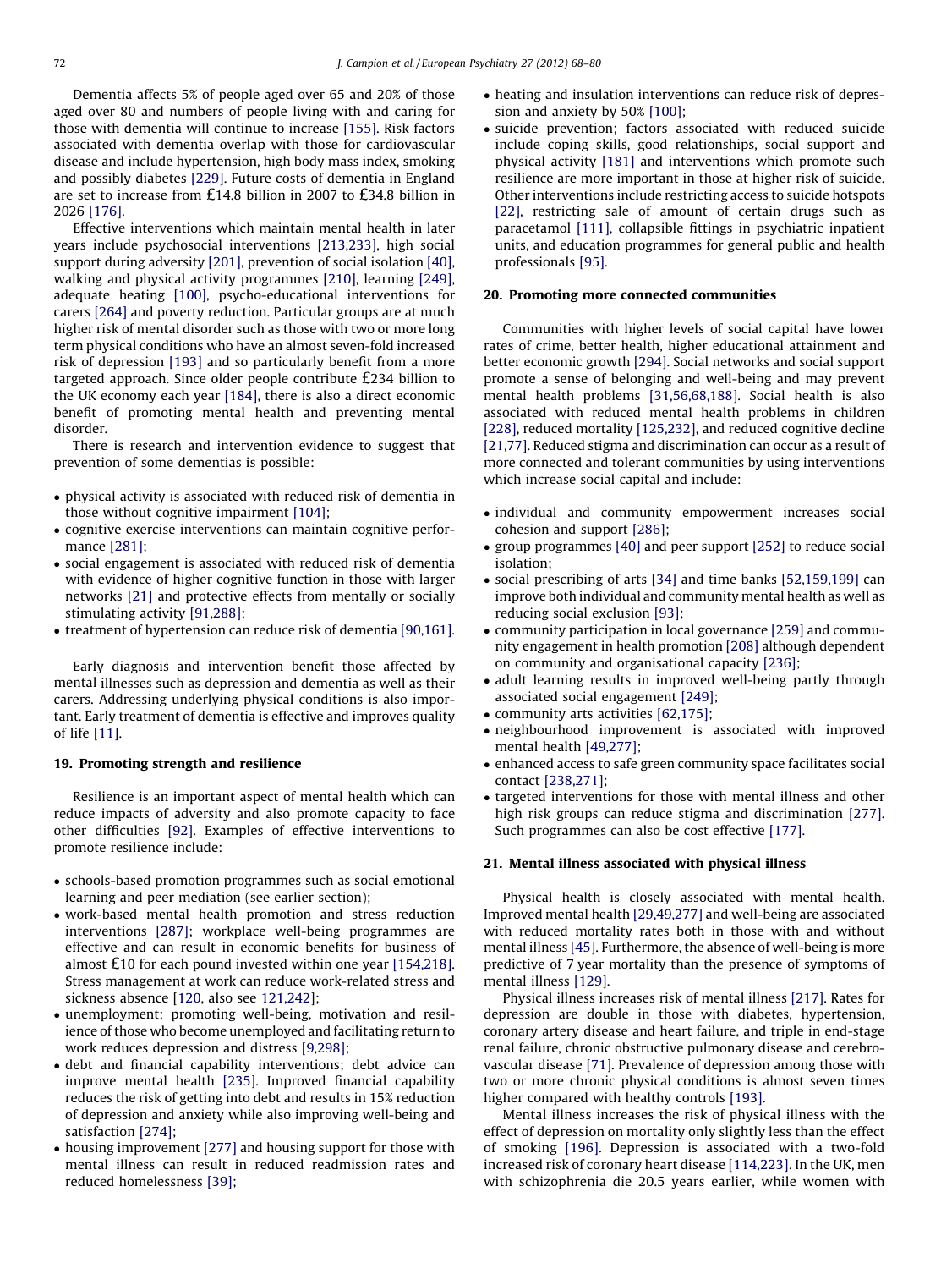Dementia affects 5% of people aged over 65 and 20% of those aged over 80 and numbers of people living with and caring for those with dementia will continue to increase [155]. Risk factors associated with dementia overlap with those for cardiovascular disease and include hypertension, high body mass index, smoking and possibly diabetes [229]. Future costs of dementia in England are set to increase from £14.8 billion in 2007 to £34.8 billion in 2026 [176].

Effective interventions which maintain mental health in later years include psychosocial interventions [213,233], high social support during adversity [201], prevention of social isolation [40], walking and physical activity programmes [210], learning [249], adequate heating [100], psycho-educational interventions for carers [264] and poverty reduction. Particular groups are at much higher risk of mental disorder such as those with two or more long term physical conditions who have an almost seven-fold increased risk of depression [193] and so particularly benefit from a more targeted approach. Since older people contribute £234 billion to the UK economy each year [184], there is also a direct economic benefit of promoting mental health and preventing mental disorder.

There is research and intervention evidence to suggest that prevention of some dementias is possible:

- physical activity is associated with reduced risk of dementia in those without cognitive impairment [104];
- cognitive exercise interventions can maintain cognitive performance [281];
- social engagement is associated with reduced risk of dementia with evidence of higher cognitive function in those with larger networks [21] and protective effects from mentally or socially stimulating activity [91,288];
- treatment of hypertension can reduce risk of dementia [90,161].

Early diagnosis and intervention benefit those affected by mental illnesses such as depression and dementia as well as their carers. Addressing underlying physical conditions is also important. Early treatment of dementia is effective and improves quality of life [11].

## 19. Promoting strength and resilience

Resilience is an important aspect of mental health which can reduce impacts of adversity and also promote capacity to face other difficulties [92]. Examples of effective interventions to promote resilience include:

- schools-based promotion programmes such as social emotional learning and peer mediation (see earlier section);
- work-based mental health promotion and stress reduction interventions [287]; workplace well-being programmes are effective and can result in economic benefits for business of almost £10 for each pound invested within one year [154,218]. Stress management at work can reduce work-related stress and sickness absence [120, also see 121,242];
- unemployment; promoting well-being, motivation and resilience of those who become unemployed and facilitating return to work reduces depression and distress [9,298];
- debt and financial capability interventions; debt advice can improve mental health [235]. Improved financial capability reduces the risk of getting into debt and results in 15% reduction of depression and anxiety while also improving well-being and satisfaction [274];
- housing improvement [277] and housing support for those with mental illness can result in reduced readmission rates and reduced homelessness [39];
- heating and insulation interventions can reduce risk of depression and anxiety by 50% [100];
- suicide prevention; factors associated with reduced suicide include coping skills, good relationships, social support and physical activity [181] and interventions which promote such resilience are more important in those at higher risk of suicide. Other interventions include restricting access to suicide hotspots [22], restricting sale of amount of certain drugs such as paracetamol [111], collapsible fittings in psychiatric inpatient units, and education programmes for general public and health professionals [95].

## 20. Promoting more connected communities

Communities with higher levels of social capital have lower rates of crime, better health, higher educational attainment and better economic growth [294]. Social networks and social support promote a sense of belonging and well-being and may prevent mental health problems [31,56,68,188]. Social health is also associated with reduced mental health problems in children [228], reduced mortality [125,232], and reduced cognitive decline [21,77]. Reduced stigma and discrimination can occur as a result of more connected and tolerant communities by using interventions which increase social capital and include:

- individual and community empowerment increases social cohesion and support [286];
- group programmes [40] and peer support [252] to reduce social isolation;
- social prescribing of arts [34] and time banks [52,159,199] can improve both individual and community mental health as well as reducing social exclusion [93];
- community participation in local governance [259] and community engagement in health promotion [208] although dependent on community and organisational capacity [236];
- adult learning results in improved well-being partly through associated social engagement [249];
- community arts activities [62,175];
- neighbourhood improvement is associated with improved mental health [49,277];
- enhanced access to safe green community space facilitates social contact [238,271];
- targeted interventions for those with mental illness and other high risk groups can reduce stigma and discrimination [277]. Such programmes can also be cost effective [177].

## 21. Mental illness associated with physical illness

Physical health is closely associated with mental health. Improved mental health [29,49,277] and well-being are associated with reduced mortality rates both in those with and without mental illness [45]. Furthermore, the absence of well-being is more predictive of 7 year mortality than the presence of symptoms of mental illness [129].

Physical illness increases risk of mental illness [217]. Rates for depression are double in those with diabetes, hypertension, coronary artery disease and heart failure, and triple in end-stage renal failure, chronic obstructive pulmonary disease and cerebrovascular disease [71]. Prevalence of depression among those with two or more chronic physical conditions is almost seven times higher compared with healthy controls [193].

Mental illness increases the risk of physical illness with the effect of depression on mortality only slightly less than the effect of smoking [196]. Depression is associated with a two-fold increased risk of coronary heart disease [114,223]. In the UK, men with schizophrenia die 20.5 years earlier, while women with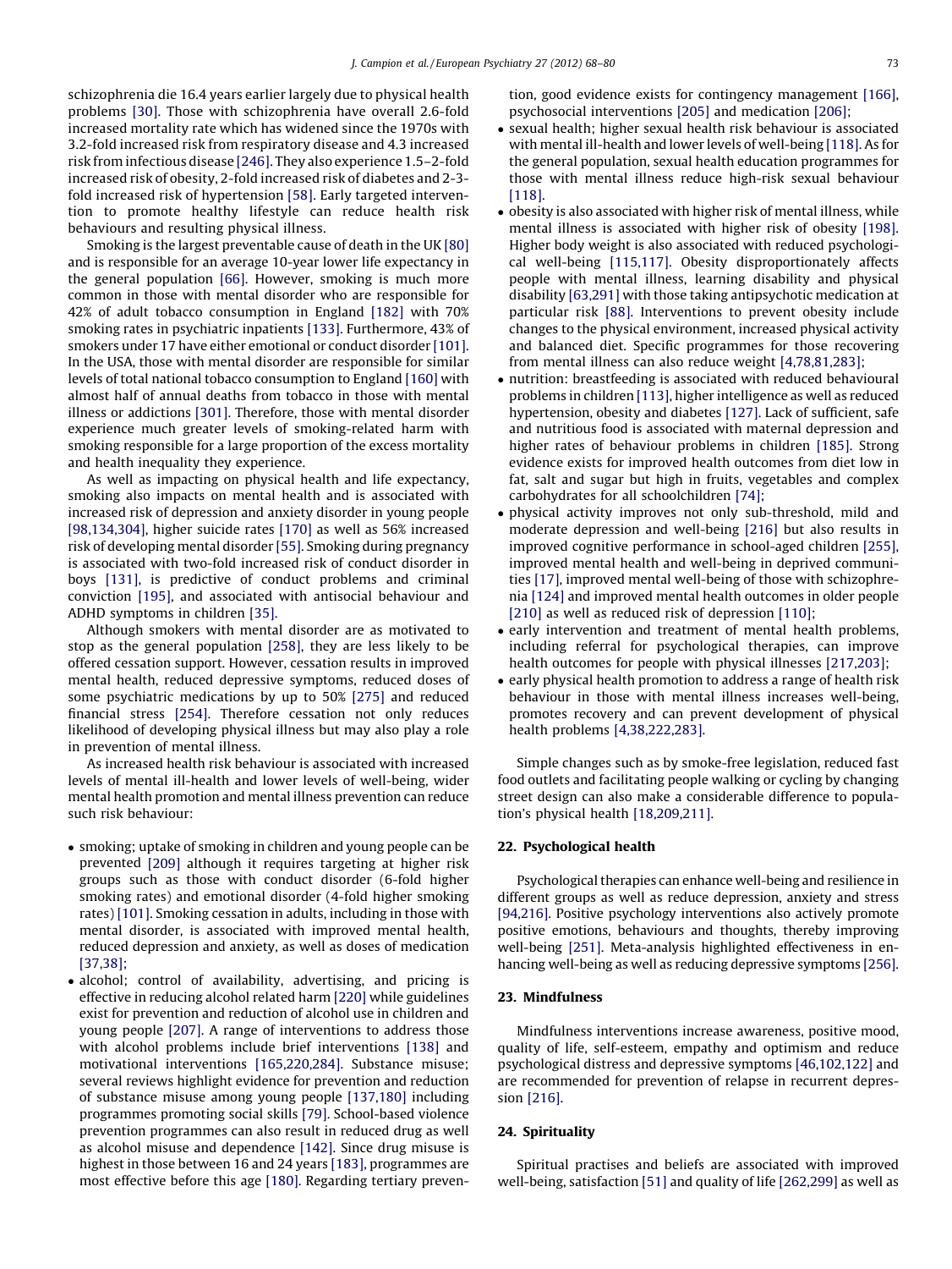schizophrenia die 16.4 years earlier largely due to physical health problems [30]. Those with schizophrenia have overall 2.6-fold increased mortality rate which has widened since the 1970s with 3.2-fold increased risk from respiratory disease and 4.3 increased risk from infectious disease [246]. They also experience 1.5–2-fold increased risk of obesity, 2-fold increased risk of diabetes and 2-3-fold increased risk of hypertension [58]. Early targeted intervention to promote healthy lifestyle can reduce health risk behaviours and resulting physical illness.

Smoking is the largest preventable cause of death in the UK [80] and is responsible for an average 10-year lower life expectancy in the general population [66]. However, smoking is much more common in those with mental disorder who are responsible for 42% of adult tobacco consumption in England [182] with 70% smoking rates in psychiatric inpatients [133]. Furthermore, 43% of smokers under 17 have either emotional or conduct disorder [101]. In the USA, those with mental disorder are responsible for similar levels of total national tobacco consumption to England [160] with almost half of annual deaths from tobacco in those with mental illness or addictions [301]. Therefore, those with mental disorder experience much greater levels of smoking-related harm with smoking responsible for a large proportion of the excess mortality and health inequality they experience.

As well as impacting on physical health and life expectancy, smoking also impacts on mental health and is associated with increased risk of depression and anxiety disorder in young people [98,134,304], higher suicide rates [170] as well as 56% increased risk of developing mental disorder [55]. Smoking during pregnancy is associated with two-fold increased risk of conduct disorder in boys [131], is predictive of conduct problems and criminal conviction [195], and associated with antisocial behaviour and ADHD symptoms in children [35].

Although smokers with mental disorder are as motivated to stop as the general population [258], they are less likely to be offered cessation support. However, cessation results in improved mental health, reduced depressive symptoms, reduced doses of some psychiatric medications by up to 50% [275] and reduced financial stress [254]. Therefore cessation not only reduces likelihood of developing physical illness but may also play a role in prevention of mental illness.

As increased health risk behaviour is associated with increased levels of mental ill-health and lower levels of well-being, wider mental health promotion and mental illness prevention can reduce such risk behaviour:

- smoking; uptake of smoking in children and young people can be prevented [209] although it requires targeting at higher risk groups such as those with conduct disorder (6-fold higher smoking rates) and emotional disorder (4-fold higher smoking rates) [101]. Smoking cessation in adults, including in those with mental disorder, is associated with improved mental health, reduced depression and anxiety, as well as doses of medication [37,38];
- alcohol; control of availability, advertising, and pricing is effective in reducing alcohol related harm [220] while guidelines exist for prevention and reduction of alcohol use in children and young people [207]. A range of interventions to address those with alcohol problems include brief interventions [138] and motivational interventions [165,220,284]. Substance misuse; several reviews highlight evidence for prevention and reduction of substance misuse among young people [137,180] including programmes promoting social skills [79]. School-based violence prevention programmes can also result in reduced drug as well as alcohol misuse and dependence [142]. Since drug misuse is highest in those between 16 and 24 years [183], programmes are most effective before this age [180]. Regarding tertiary prevention, good evidence exists for contingency management [166], psychosocial interventions [205] and medication [206];
- sexual health; higher sexual health risk behaviour is associated with mental ill-health and lower levels of well-being [118]. As for the general population, sexual health education programmes for those with mental illness reduce high-risk sexual behaviour [118].
- obesity is also associated with higher risk of mental illness, while mental illness is associated with higher risk of obesity [198]. Higher body weight is also associated with reduced psychological well-being [115,117]. Obesity disproportionately affects people with mental illness, learning disability and physical disability [63,291] with those taking antipsychotic medication at particular risk [88]. Interventions to prevent obesity include changes to the physical environment, increased physical activity and balanced diet. Specific programmes for those recovering from mental illness can also reduce weight [4,78,81,283];
- nutrition: breastfeeding is associated with reduced behavioural problems in children [113], higher intelligence as well as reduced hypertension, obesity and diabetes [127]. Lack of sufficient, safe and nutritious food is associated with maternal depression and higher rates of behaviour problems in children [185]. Strong evidence exists for improved health outcomes from diet low in fat, salt and sugar but high in fruits, vegetables and complex carbohydrates for all schoolchildren [74];
- physical activity improves not only sub-threshold, mild and moderate depression and well-being [216] but also results in improved cognitive performance in school-aged children [255], improved mental health and well-being in deprived communities [17], improved mental well-being of those with schizophrenia [124] and improved mental health outcomes in older people [210] as well as reduced risk of depression [110];
- early intervention and treatment of mental health problems, including referral for psychological therapies, can improve health outcomes for people with physical illnesses [217,203];
- early physical health promotion to address a range of health risk behaviour in those with mental illness increases well-being, promotes recovery and can prevent development of physical health problems [4,38,222,283].

Simple changes such as by smoke-free legislation, reduced fast food outlets and facilitating people walking or cycling by changing street design can also make a considerable difference to population's physical health [18,209,211].

## 22. Psychological health

Psychological therapies can enhance well-being and resilience in different groups as well as reduce depression, anxiety and stress [94,216]. Positive psychology interventions also actively promote positive emotions, behaviours and thoughts, thereby improving well-being [251]. Meta-analysis highlighted effectiveness in enhancing well-being as well as reducing depressive symptoms [256].

## 23. Mindfulness

Mindfulness interventions increase awareness, positive mood, quality of life, self-esteem, empathy and optimism and reduce psychological distress and depressive symptoms [46,102,122] and are recommended for prevention of relapse in recurrent depression [216].

## 24. Spirituality

Spiritual practises and beliefs are associated with improved well-being, satisfaction [51] and quality of life [262,299] as well as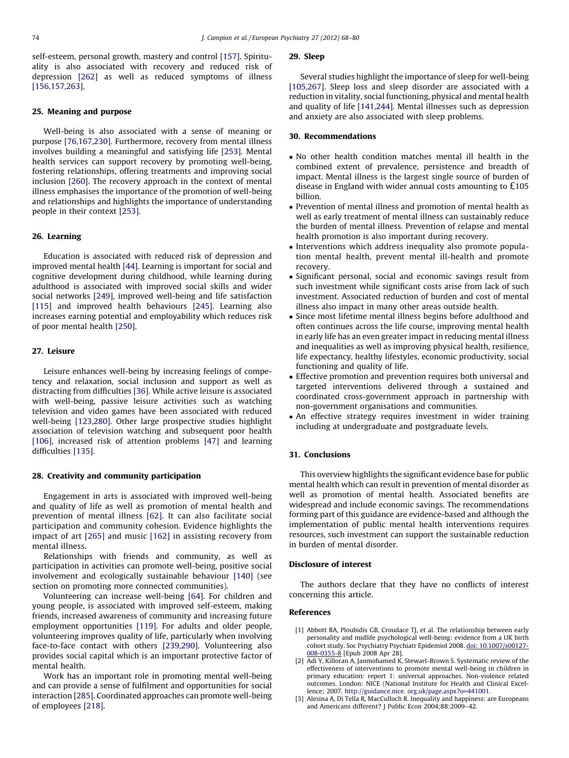self-esteem, personal growth, mastery and control [157]. Spirituality is also associated with recovery and reduced risk of depression [262] as well as reduced symptoms of illness [156,157,263].

## 25. Meaning and purpose

Well-being is also associated with a sense of meaning or purpose [76,167,230]. Furthermore, recovery from mental illness involves building a meaningful and satisfying life [253]. Mental health services can support recovery by promoting well-being, fostering relationships, offering treatments and improving social inclusion [260]. The recovery approach in the context of mental illness emphasises the importance of the promotion of well-being and relationships and highlights the importance of understanding people in their context [253].

## 26. Learning

Education is associated with reduced risk of depression and improved mental health [44]. Learning is important for social and cognitive development during childhood, while learning during adulthood is associated with improved social skills and wider social networks [249], improved well-being and life satisfaction [115] and improved health behaviours [245]. Learning also increases earning potential and employability which reduces risk of poor mental health [250].

## 27. Leisure

Leisure enhances well-being by increasing feelings of competency and relaxation, social inclusion and support as well as distracting from difficulties [36]. While active leisure is associated with well-being, passive leisure activities such as watching television and video games have been associated with reduced well-being [123,280]. Other large prospective studies highlight association of television watching and subsequent poor health [106], increased risk of attention problems [47] and learning difficulties [135].

## 28. Creativity and community participation

Engagement in arts is associated with improved well-being and quality of life as well as promotion of mental health and prevention of mental illness [62]. It can also facilitate social participation and community cohesion. Evidence highlights the impact of art [265] and music [162] in assisting recovery from mental illness.

Relationships with friends and community, as well as participation in activities can promote well-being, positive social involvement and ecologically sustainable behaviour [140] (see section on promoting more connected communities).

Volunteering can increase well-being [64]. For children and young people, is associated with improved self-esteem, making friends, increased awareness of community and increasing future employment opportunities [119]. For adults and older people, volunteering improves quality of life, particularly when involving face-to-face contact with others [239,290]. Volunteering also provides social capital which is an important protective factor of mental health.

Work has an important role in promoting mental well-being and can provide a sense of fulfilment and opportunities for social interaction [285]. Coordinated approaches can promote well-being of employees [218].

## 29. Sleep

Several studies highlight the importance of sleep for well-being [105,267]. Sleep loss and sleep disorder are associated with a reduction in vitality, social functioning, physical and mental health and quality of life [141,244]. Mental illnesses such as depression and anxiety are also associated with sleep problems.

## 30. Recommendations

- No other health condition matches mental ill health in the combined extent of prevalence, persistence and breadth of impact. Mental illness is the largest single source of burden of disease in England with wider annual costs amounting to £105 billion.
- Prevention of mental illness and promotion of mental health as well as early treatment of mental illness can sustainably reduce the burden of mental illness. Prevention of relapse and mental health promotion is also important during recovery.
- Interventions which address inequality also promote population mental health, prevent mental ill-health and promote recovery.
- Significant personal, social and economic savings result from such investment while significant costs arise from lack of such investment. Associated reduction of burden and cost of mental illness also impact in many other areas outside health.
- Since most lifetime mental illness begins before adulthood and often continues across the life course, improving mental health in early life has an even greater impact in reducing mental illness and inequalities as well as improving physical health, resilience, life expectancy, healthy lifestyles, economic productivity, social functioning and quality of life.
- Effective promotion and prevention requires both universal and targeted interventions delivered through a sustained and coordinated cross-government approach in partnership with non-government organisations and communities.
- An effective strategy requires investment in wider training including at undergraduate and postgraduate levels.

## 31. Conclusions

This overview highlights the significant evidence base for public mental health which can result in prevention of mental disorder as well as promotion of mental health. Associated benefits are widespread and include economic savings. The recommendations forming part of this guidance are evidence-based and although the implementation of public mental health interventions requires resources, such investment can support the sustainable reduction in burden of mental disorder.

## Disclosure of interest

The authors declare that they have no conflicts of interest concerning this article.

## References

[1] Abbott RA, Ploubidis GB, Croudace TJ, et al. The relationship between early personality and midlife psychological well-being: evidence from a UK birth cohort study. Soc Psychiatry Psychiatr Epidemiol 2008. doi: 10.1007/s00127-008-0355-8 [Epub 2008 Apr 28].

[2] Adi Y, Killoran A, Janmohamed K, Stewart-Brown S. Systematic review of the effectiveness of interventions to promote mental well-being in children in primary education: report 1: universal approaches. Non-violence related outcomes. London: NICE (National Institute for Health and Clinical Excellence; 2007. http://guidance.nice. org.uk/page.aspx?o=441001.

[3] Alesina A, Di Tella R, MacCulloch R. Inequality and happiness: are Europeans and Americans different? J Public Econ 2004;88:2009–42.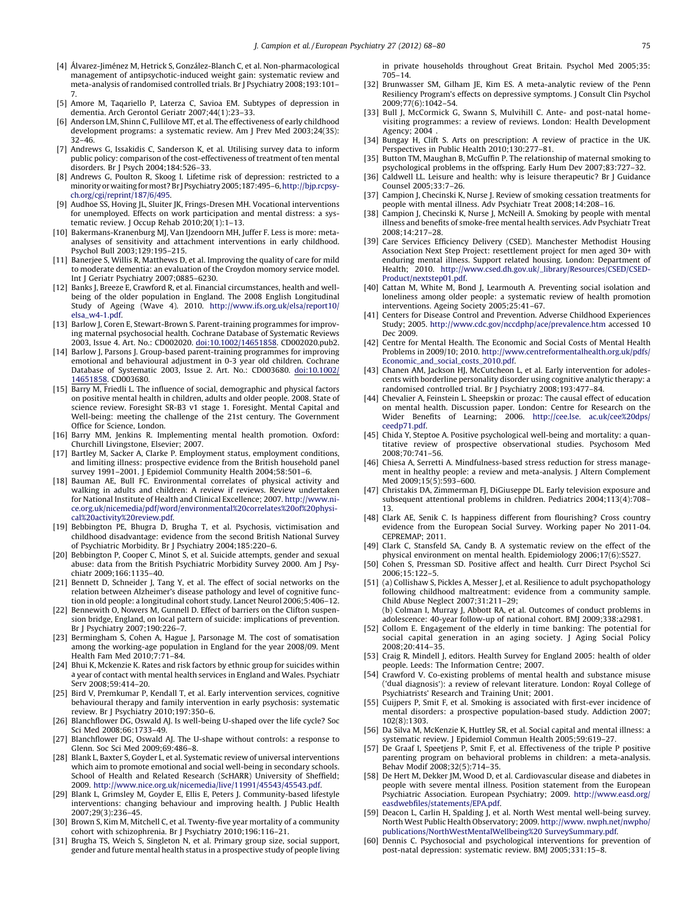[4] Álvarez-Jiménez M, Hetrick S, González-Blanch C, et al. Non-pharmacological management of antipsychotic-induced weight gain: systematic review and meta-analysis of randomised controlled trials. Br J Psychiatry 2008;193:101–7.

[5] Amore M, Taqariello P, Laterza C, Savioa EM. Subtypes of depression in dementia. Arch Gerontol Geriatr 2007;44(1):23–33.

[6] Anderson LM, Shinn C, Fullilove MT, et al. The effectiveness of early childhood development programs: a systematic review. Am J Prev Med 2003;24(3S):32–46.

[7] Andrews G, Issakidis C, Sanderson K, et al. Utilising survey data to inform public policy: comparison of the cost-effectiveness of treatment of ten mental disorders. Br J Psych 2004;184:526–33.

[8] Andrews G, Poulton R, Skoog I. Lifetime risk of depression: restricted to a minority or waiting for most? Br J Psychiatry 2005;187:495–6, http://bjp.rcpsych.org/cgi/reprint/187/6/495.

[9] Audhoe SS, Hoving JL, Sluiter JK, Frings-Dresen MH. Vocational interventions for unemployed. Effects on work participation and mental distress: a systematic review. J Occup Rehab 2010;20(1):1–13.

[10] Bakermans-Kranenburg MJ, Van IJzendoorn MH, Juffer F. Less is more: meta-analyses of sensitivity and attachment interventions in early childhood. Psychol Bull 2003;129:195–215.

[11] Banerjee S, Willis R, Matthews D, et al. Improving the quality of care for mild to moderate dementia: an evaluation of the Croydon momory service model. Int J Geriatr Psychiatry 2007;0885–6230.

[12] Banks J, Breeze E, Crawford R, et al. Financial circumstances, health and well-being of the older population in England. The 2008 English Longitudinal Study of Ageing (Wave 4). 2010. http://www.ifs.org.uk/elsa/report10/elsa_w4-1.pdf.

[13] Barlow J, Coren E, Stewart-Brown S. Parent-training programmes for improving maternal psychosocial health. Cochrane Database of Systematic Reviews 2003, Issue 4. Art. No.: CD002020. doi:10.1002/14651858. CD002020.pub2.

[14] Barlow J, Parsons J. Group-based parent-training programmes for improving emotional and behavioural adjustment in 0-3 year old children. Cochrane Database of Systematic 2003, Issue 2. Art. No.: CD003680. doi:10.1002/14651858. CD003680.

[15] Barry M, Friedli L. The influence of social, demographic and physical factors on positive mental health in children, adults and older people. 2008. State of science review. Foresight SR-B3 v1 stage 1. Foresight. Mental Capital and Well-being: meeting the challenge of the 21st century. The Government Office for Science, London.

[16] Barry MM, Jenkins R. Implementing mental health promotion. Oxford: Churchill Livingstone, Elsevier; 2007.

[17] Bartley M, Sacker A, Clarke P. Employment status, employment conditions, and limiting illness: prospective evidence from the British household panel survey 1991–2001. J Epidemiol Community Health 2004;58:501–6.

[18] Bauman AE, Bull FC. Environmental correlates of physical activity and walking in adults and children: A review if reviews. Review undertaken for National Institute of Health and Clinical Excellence; 2007. http://www.nice.org.uk/nicemedia/pdf/word/environmental%20correlates%20of%20physical%20activity%20review.pdf.

[19] Bebbington PE, Bhugra D, Brugha T, et al. Psychosis, victimisation and childhood disadvantage: evidence from the second British National Survey of Psychiatric Morbidity. Br J Psychiatry 2004;185:220–6.

[20] Bebbington P, Cooper C, Minot S, et al. Suicide attempts, gender and sexual abuse: data from the British Psychiatric Morbidity Survey 2000. Am J Psychiatr 2009;166:1135–40.

[21] Bennett D, Schneider J, Tang Y, et al. The effect of social networks on the relation between Alzheimer's disease pathology and level of cognitive function in old people: a longitudinal cohort study. Lancet Neurol 2006;5:406–12.

[22] Bennewith O, Nowers M, Gunnell D. Effect of barriers on the Clifton suspension bridge, England, on local pattern of suicide: implications of prevention. Br J Psychiatry 2007;190:226–7.

[23] Bermingham S, Cohen A, Hague J, Parsonage M. The cost of somatisation among the working-age population in England for the year 2008/09. Ment Health Fam Med 2010;7:71–84.

[24] Bhui K, Mckenzie K. Rates and risk factors by ethnic group for suicides within a year of contact with mental health services in England and Wales. Psychiatr Serv 2008;59:414–20.

[25] Bird V, Premkumar P, Kendall T, et al. Early intervention services, cognitive behavioural therapy and family intervention in early psychosis: systematic review. Br J Psychiatry 2010;197:350–6.

[26] Blanchflower DG, Oswald AJ. Is well-being U-shaped over the life cycle? Soc Sci Med 2008;66:1733–49.

[27] Blanchflower DG, Oswald AJ. The U-shape without controls: a response to Glenn. Soc Sci Med 2009;69:486–8.

[28] Blank L, Baxter S, Goyder L, et al. Systematic review of universal interventions which aim to promote emotional and social well-being in secondary schools. School of Health and Related Research (ScHARR) University of Sheffield; 2009. http://www.nice.org.uk/nicemedia/live/11991/45543/45543.pdf.

[29] Blank L, Grimsley M, Goyder E, Ellis E, Peters J. Community-based lifestyle interventions: changing behaviour and improving health. J Public Health 2007;29(3):236–45.

[30] Brown S, Kim M, Mitchell C, et al. Twenty-five year mortality of a community cohort with schizophrenia. Br J Psychiatry 2010;196:116–21.

[31] Brugha TS, Weich S, Singleton N, et al. Primary group size, social support, gender and future mental health status in a prospective study of people living in private households throughout Great Britain. Psychol Med 2005;35:705–14.

[32] Brunwasser SM, Gilham JE, Kim ES. A meta-analytic review of the Penn Resiliency Program's effects on depressive symptoms. J Consult Clin Psychol 2009;77(6):1042–54.

[33] Bull J, McCormick G, Swann S, Mulvihill C. Ante- and post-natal home-visiting programmes: a review of reviews. London: Health Development Agency; 2004 .

[34] Bungay H, Clift S. Arts on prescription: A review of practice in the UK. Perspectives in Public Health 2010;130:277–81.

[35] Button TM, Maughan B, McGuffin P. The relationship of maternal smoking to psychological problems in the offspring. Early Hum Dev 2007;83:727–32.

[36] Caldwell LL. Leisure and health: why is leisure therapeutic? Br J Guidance Counsel 2005;33:7–26.

[37] Campion J, Checinski K, Nurse J. Review of smoking cessation treatments for people with mental illness. Adv Psychiatr Treat 2008;14:208–16.

[38] Campion J, Checinski K, Nurse J, McNeill A. Smoking by people with mental illness and benefits of smoke-free mental health services. Adv Psychiatr Treat 2008;14:217–28.

[39] Care Services Efficiency Delivery (CSED). Manchester Methodist Housing Association Next Step Project: resettlement project for men aged 30+ with enduring mental illness. Support related housing. London: Department of Health; 2010. http://www.csed.dh.gov.uk/_library/Resources/CSED/CSED-Product/nextstep01.pdf.

[40] Cattan M, White M, Bond J, Learmouth A. Preventing social isolation and loneliness among older people: a systematic review of health promotion interventions. Ageing Society 2005;25:41–67.

[41] Centers for Disease Control and Prevention. Adverse Childhood Experiences Study; 2005. http://www.cdc.gov/nccdphp/ace/prevalence.htm accessed 10 Dec 2009.

[42] Centre for Mental Health. The Economic and Social Costs of Mental Health Problems in 2009/10; 2010. http://www.centreformentalhealth.org.uk/pdfs/Economic_and_social_costs_2010.pdf.

[43] Chanen AM, Jackson HJ, McCutcheon L, et al. Early intervention for adolescents with borderline personality disorder using cognitive analytic therapy: a randomised controlled trial. Br J Psychiatry 2008;193:477–84.

[44] Chevalier A, Feinstein L. Sheepskin or prozac: The causal effect of education on mental health. Discussion paper. London: Centre for Research on the Wider Benefits of Learning; 2006. http://cee.lse. ac.uk/cee%20dps/ceedp71.pdf.

[45] Chida Y, Steptoe A. Positive psychological well-being and mortality: a quantitative review of prospective observational studies. Psychosom Med 2008;70:741–56.

[46] Chiesa A, Serretti A. Mindfulness-based stress reduction for stress management in healthy people: a review and meta-analysis. J Altern Complement Med 2009;15(5):593–600.

[47] Christakis DA, Zimmerman FJ, DiGiuseppe DL. Early television exposure and subsequent attentional problems in children. Pediatrics 2004;113(4):708–13.

[48] Clark AE, Senik C. Is happiness different from flourishing? Cross country evidence from the European Social Survey. Working paper No 2011-04. CEPREMAP; 2011.

[49] Clark C, Stansfeld SA, Candy B. A systematic review on the effect of the physical environment on mental health. Epidemiology 2006;17(6):S527.

[50] Cohen S, Pressman SD. Positive affect and health. Curr Direct Psychol Sci 2006;15:122–5.

[51] (a) Collishaw S, Pickles A, Messer J, et al. Resilience to adult psychopathology following childhood maltreatment: evidence from a community sample. Child Abuse Neglect 2007;31:211–29;
(b) Colman I, Murray J, Abbott RA, et al. Outcomes of conduct problems in adolescence: 40-year follow-up of national cohort. BMJ 2009;338:a2981.

[52] Collom E. Engagement of the elderly in time banking: The potential for social capital generation in an aging society. J Aging Social Policy 2008;20:414–35.

[53] Craig R, Mindell J, editors. Health Survey for England 2005: health of older people. Leeds: The Information Centre; 2007.

[54] Crawford V. Co-existing problems of mental health and substance misuse ('dual diagnosis'): a review of relevant literature. London: Royal College of Psychiatrists' Research and Training Unit; 2001.

[55] Cuijpers P, Smit F, et al. Smoking is associated with first-ever incidence of mental disorders: a prospective population-based study. Addiction 2007; 102(8):1303.

[56] Da Silva M, McKenzie K, Huttley SR, et al. Social capital and mental illness: a systematic review. J Epidemiol Commun Health 2005;59:619–27.

[57] De Graaf I, Speetjens P, Smit F, et al. Effectiveness of the triple P positive parenting program on behavioral problems in children: a meta-analysis. Behav Modif 2008;32(5):714–35.

[58] De Hert M, Dekker JM, Wood D, et al. Cardiovascular disease and diabetes in people with severe mental illness. Position statement from the European Psychiatric Association. European Psychiatry; 2009. http://www.easd.org/easdwebfiles/statements/EPA.pdf.

[59] Deacon L, Carlin H, Spalding J, et al. North West mental well-being survey. North West Public Health Observatory; 2009. http://www. nwph.net/nwpho/publications/NorthWestMentalWellbeing%20 SurveySummary.pdf.

[60] Dennis C. Psychosocial and psychological interventions for prevention of post-natal depression: systematic review. BMJ 2005;331:15–8.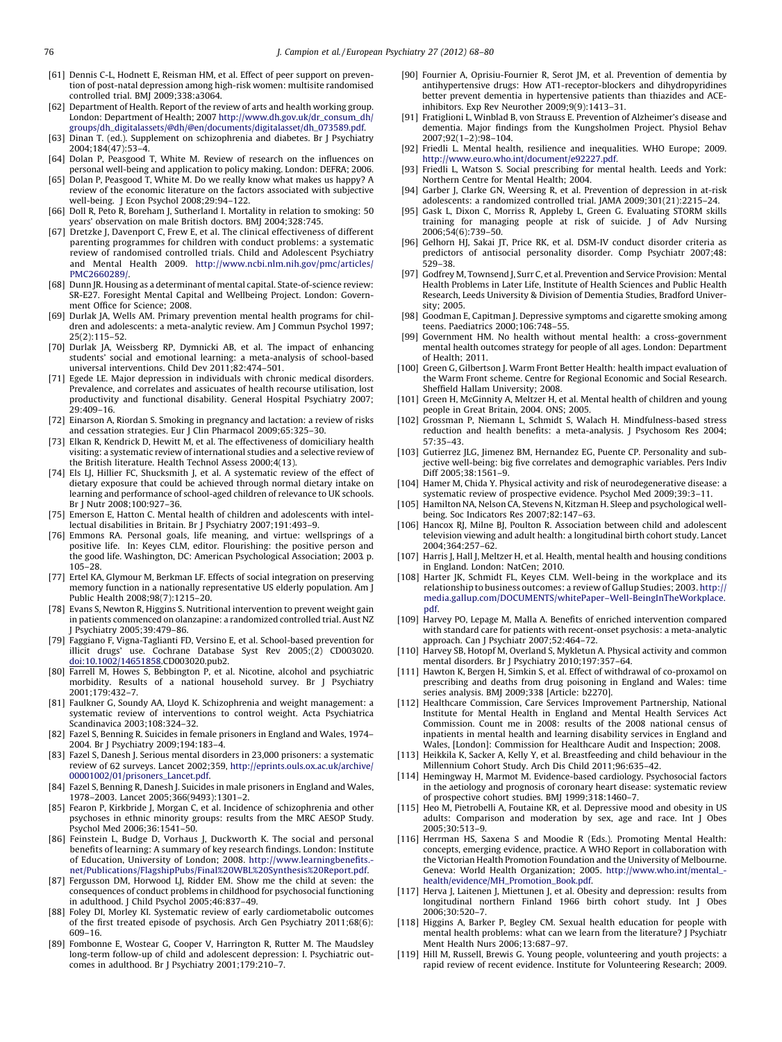[61] Dennis C-L, Hodnett E, Reisman HM, et al. Effect of peer support on prevention of post-natal depression among high-risk women: multisite randomised controlled trial. BMJ 2009;338:a3064.

[62] Department of Health. Report of the review of arts and health working group. London: Department of Health; 2007 http://www.dh.gov.uk/dr_consum_dh/groups/dh_digitalassets/@dh/@en/documents/digitalasset/dh_073589.pdf.

[63] Dinan T. (ed.). Supplement on schizophrenia and diabetes. Br J Psychiatry 2004;184(47):53–4.

[64] Dolan P, Peasgood T, White M. Review of research on the influences on personal well-being and application to policy making. London: DEFRA; 2006.

[65] Dolan P, Peasgood T, White M. Do we really know what makes us happy? A review of the economic literature on the factors associated with subjective well-being. J Econ Psychol 2008;29:94–122.

[66] Doll R, Peto R, Boreham J, Sutherland I. Mortality in relation to smoking: 50 years' observation on male British doctors. BMJ 2004;328:745.

[67] Dretzke J, Davenport C, Frew E, et al. The clinical effectiveness of different parenting programmes for children with conduct problems: a systematic review of randomised controlled trials. Child and Adolescent Psychiatry and Mental Health 2009. http://www.ncbi.nlm.nih.gov/pmc/articles/PMC2660289/.

[68] Dunn JR. Housing as a determinant of mental capital. State-of-science review: SR-E27. Foresight Mental Capital and Wellbeing Project. London: Government Office for Science; 2008.

[69] Durlak JA, Wells AM. Primary prevention mental health programs for children and adolescents: a meta-analytic review. Am J Commun Psychol 1997; 25(2):115–52.

[70] Durlak JA, Weissberg RP, Dymnicki AB, et al. The impact of enhancing students' social and emotional learning: a meta-analysis of school-based universal interventions. Child Dev 2011;82:474–501.

[71] Egede LE. Major depression in individuals with chronic medical disorders. Prevalence, and correlates and assicuates of health recourse utilisation, lost productivity and functional disability. General Hospital Psychiatry 2007; 29:409–16.

[72] Einarson A, Riordan S. Smoking in pregnancy and lactation: a review of risks and cessation strategies. Eur J Clin Pharmacol 2009;65:325–30.

[73] Elkan R, Kendrick D, Hewitt M, et al. The effectiveness of domiciliary health visiting: a systematic review of international studies and a selective review of the British literature. Health Technol Assess 2000;4(13).

[74] Els LJ, Hillier FC, Shucksmith J, et al. A systematic review of the effect of dietary exposure that could be achieved through normal dietary intake on learning and performance of school-aged children of relevance to UK schools. Br J Nutr 2008;100:927–36.

[75] Emerson E, Hatton C. Mental health of children and adolescents with intellectual disabilities in Britain. Br J Psychiatry 2007;191:493–9.

[76] Emmons RA. Personal goals, life meaning, and virtue: wellsprings of a positive life. In: Keyes CLM, editor. Flourishing: the positive person and the good life. Washington, DC: American Psychological Association; 2003. p. 105–28.

[77] Ertel KA, Glymour M, Berkman LF. Effects of social integration on preserving memory function in a nationally representative US elderly population. Am J Public Health 2008;98(7):1215–20.

[78] Evans S, Newton R, Higgins S. Nutritional intervention to prevent weight gain in patients commenced on olanzapine: a randomized controlled trial. Aust NZ J Psychiatry 2005;39:479–86.

[79] Faggiano F, Vigna-Taglianti FD, Versino E, et al. School-based prevention for illicit drugs' use. Cochrane Database Syst Rev 2005;(2) CD003020. doi:10.1002/14651858.CD003020.pub2.

[80] Farrell M, Howes S, Bebbington P, et al. Nicotine, alcohol and psychiatric morbidity. Results of a national household survey. Br J Psychiatry 2001;179:432–7.

[81] Faulkner G, Soundy AA, Lloyd K. Schizophrenia and weight management: a systematic review of interventions to control weight. Acta Psychiatrica Scandinavica 2003;108:324–32.

[82] Fazel S, Benning R. Suicides in female prisoners in England and Wales, 1974–2004. Br J Psychiatry 2009;194:183–4.

[83] Fazel S, Danesh J. Serious mental disorders in 23,000 prisoners: a systematic review of 62 surveys. Lancet 2002;359, http://eprints.ouls.ox.ac.uk/archive/00001002/01/prisoners_Lancet.pdf.

[84] Fazel S, Benning R, Danesh J. Suicides in male prisoners in England and Wales, 1978–2003. Lancet 2005;366(9493):1301–2.

[85] Fearon P, Kirkbride J, Morgan C, et al. Incidence of schizophrenia and other psychoses in ethnic minority groups: results from the MRC AESOP Study. Psychol Med 2006;36:1541–50.

[86] Feinstein L, Budge D, Vorhaus J, Duckworth K. The social and personal benefits of learning: A summary of key research findings. London: Institute of Education, University of London; 2008. http://www.learningbenefits.net/Publications/FlagshipPubs/Final%20WBL%20Synthesis%20Report.pdf.

[87] Fergusson DM, Horwood LJ, Ridder EM. Show me the child at seven: the consequences of conduct problems in childhood for psychosocial functioning in adulthood. J Child Psychol 2005;46:837–49.

[88] Foley DI, Morley KI. Systematic review of early cardiometabolic outcomes of the first treated episode of psychosis. Arch Gen Psychiatry 2011;68(6): 609–16.

[89] Fombonne E, Wostear G, Cooper V, Harrington R, Rutter M. The Maudsley long-term follow-up of child and adolescent depression: I. Psychiatric outcomes in adulthood. Br J Psychiatry 2001;179:210–7.

[90] Fournier A, Oprisiu-Fournier R, Serot JM, et al. Prevention of dementia by antihypertensive drugs: How AT1-receptor-blockers and dihydropyridines better prevent dementia in hypertensive patients than thiazides and ACE-inhibitors. Exp Rev Neurother 2009;9(9):1413–31.

[91] Fratiglioni L, Winblad B, von Strauss E. Prevention of Alzheimer's disease and dementia. Major findings from the Kungsholmen Project. Physiol Behav 2007;92(1–2):98–104.

[92] Friedli L. Mental health, resilience and inequalities. WHO Europe; 2009. http://www.euro.who.int/document/e92227.pdf.

[93] Friedli L, Watson S. Social prescribing for mental health. Leeds and York: Northern Centre for Mental Health; 2004.

[94] Garber J, Clarke GN, Weersing R, et al. Prevention of depression in at-risk adolescents: a randomized controlled trial. JAMA 2009;301(21):2215–24.

[95] Gask L, Dixon C, Morriss R, Appleby L, Green G. Evaluating STORM skills training for managing people at risk of suicide. J of Adv Nursing 2006;54(6):739–50.

[96] Gelhorn HJ, Sakai JT, Price RK, et al. DSM-IV conduct disorder criteria as predictors of antisocial personality disorder. Comp Psychiatr 2007;48: 529–38.

[97] Godfrey M, Townsend J, Surr C, et al. Prevention and Service Provision: Mental Health Problems in Later Life, Institute of Health Sciences and Public Health Research, Leeds University & Division of Dementia Studies, Bradford University; 2005.

[98] Goodman E, Capitman J. Depressive symptoms and cigarette smoking among teens. Paediatrics 2000;106:748–55.

[99] Government HM. No health without mental health: a cross-government mental health outcomes strategy for people of all ages. London: Department of Health; 2011.

[100] Green G, Gilbertson J. Warm Front Better Health: health impact evaluation of the Warm Front scheme. Centre for Regional Economic and Social Research. Sheffield Hallam University; 2008.

[101] Green H, McGinnity A, Meltzer H, et al. Mental health of children and young people in Great Britain, 2004. ONS; 2005.

[102] Grossman P, Niemann L, Schmidt S, Walach H. Mindfulness-based stress reduction and health benefits: a meta-analysis. J Psychosom Res 2004; 57:35–43.

[103] Gutierrez JLG, Jimenez BM, Hernandez EG, Puente CP. Personality and subjective well-being: big five correlates and demographic variables. Pers Indiv Diff 2005;38:1561–9.

[104] Hamer M, Chida Y. Physical activity and risk of neurodegenerative disease: a systematic review of prospective evidence. Psychol Med 2009;39:3–11.

[105] Hamilton NA, Nelson CA, Stevens N, Kitzman H. Sleep and psychological well-being. Soc Indicators Res 2007;82:147–63.

[106] Hancox RJ, Milne BJ, Poulton R. Association between child and adolescent television viewing and adult health: a longitudinal birth cohort study. Lancet 2004;364:257–62.

[107] Harris J, Hall J, Meltzer H, et al. Health, mental health and housing conditions in England. London: NatCen; 2010.

[108] Harter JK, Schmidt FL, Keyes CLM. Well-being in the workplace and its relationship to business outcomes: a review of Gallup Studies; 2003. http://media.gallup.com/DOCUMENTS/whitePaper–Well-BeingInTheWorkplace.pdf.

[109] Harvey PO, Lepage M, Malla A. Benefits of enriched intervention compared with standard care for patients with recent-onset psychosis: a meta-analytic approach. Can J Psychiatr 2007;52:464–72.

[110] Harvey SB, Hotopf M, Overland S, Mykletun A. Physical activity and common mental disorders. Br J Psychiatry 2010;197:357–64.

[111] Hawton K, Bergen H, Simkin S, et al. Effect of withdrawal of co-proxamol on prescribing and deaths from drug poisoning in England and Wales: time series analysis. BMJ 2009;338 [Article: b2270].

[112] Healthcare Commission, Care Services Improvement Partnership, National Institute for Mental Health in England and Mental Health Services Act Commission. Count me in 2008: results of the 2008 national census of inpatients in mental health and learning disability services in England and Wales, [London]: Commission for Healthcare Audit and Inspection; 2008.

[113] Heikkila K, Sacker A, Kelly Y, et al. Breastfeeding and child behaviour in the Millennium Cohort Study. Arch Dis Child 2011;96:635–42.

[114] Hemingway H, Marmot M. Evidence-based cardiology. Psychosocial factors in the aetiology and prognosis of coronary heart disease: systematic review of prospective cohort studies. BMJ 1999;318:1460–7.

[115] Heo M, Pietrobelli A, Foutaine KR, et al. Depressive mood and obesity in US adults: Comparison and moderation by sex, age and race. Int J Obes 2005;30:513–9.

[116] Herrman HS, Saxena S and Moodie R (Eds.). Promoting Mental Health: concepts, emerging evidence, practice. A WHO Report in collaboration with the Victorian Health Promotion Foundation and the University of Melbourne. Geneva: World Health Organization; 2005. http://www.who.int/mental_health/evidence/MH_Promotion_Book.pdf.

[117] Herva J, Laitenen J, Miettunen J, et al. Obesity and depression: results from longitudinal northern Finland 1966 birth cohort study. Int J Obes 2006;30:520–7.

[118] Higgins A, Barker P, Begley CM. Sexual health education for people with mental health problems: what can we learn from the literature? J Psychiatr Ment Health Nurs 2006;13:687–97.

[119] Hill M, Russell, Brewis G. Young people, volunteering and youth projects: a rapid review of recent evidence. Institute for Volunteering Research; 2009.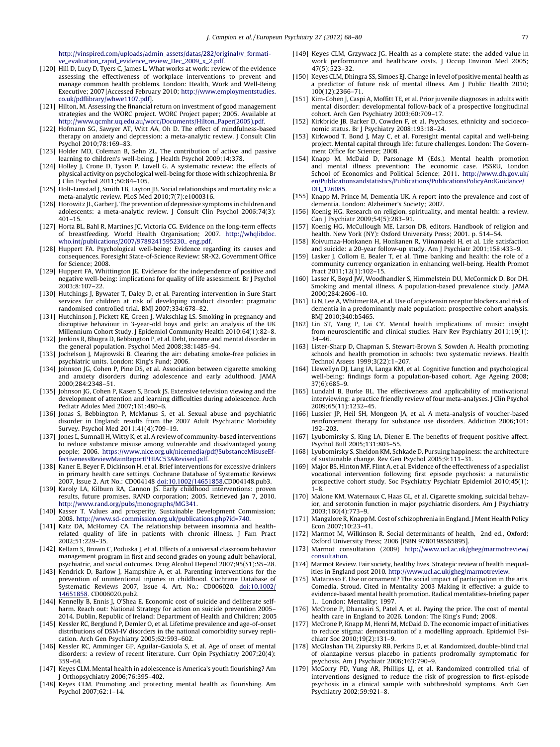http://vinspired.com/uploads/admin_assets/datas/282/original/v_formative_evaluation_rapid_evidence_review_Dec_2009_x_2.pdf.

[120] Hill D, Lucy D, Tyers C, James L. What works at work: review of the evidence assessing the effectiveness of workplace interventions to prevent and manage common health problems. London: Health, Work and Well-being Executive; 2007[Accessed February 2010; http://www.employmentstudies.co.uk/pdflibrary/whwe1107.pdf].

[121] Hilton, M. Assessing the financial return on investment of good management strategies and the WORC project. WORC Project paper; 2005. Available at http://www.qcmhr.uq.edu.au/worc/Documents/Hilton_Paper(2005).pdf.

[122] Hofmann SG, Sawyer AT, Witt AA, Oh D. The effect of mindfulness-based therapy on anxiety and depression: a meta-analytic review. J Consult Clin Psychol 2010;78:169–83.

[123] Holder MD, Coleman B, Sehn ZL. The contribution of active and passive learning to children's well-being. J Health Psychol 2009;14:378.

[124] Holley J, Crone D, Tyson P, Lovell G. A systematic review: the effects of physical activity on psychological well-being for those with schizophrenia. Br J Clin Psychol 2011;50:84–105.

[125] Holt-Lunstad J, Smith TB, Layton JB. Social relationships and mortality risk: a meta-analytic review. PLoS Med 2010;7(7):e1000316.

[126] Horowitz JL, Garber J. The prevention of depressive symptoms in children and adolescents: a meta-analytic review. J Consult Clin Psychol 2006;74(3):401–15.

[127] Horta BL, Bahl R, Martines JC, Victoria CG. Evidence on the long-term effects of breastfeeding. World Health Organisation; 2007. http://whqlibdoc.who.int/publications/2007/9789241595230_ eng.pdf.

[128] Huppert FA. Psychological well-being: Evidence regarding its causes and consequences. Foresight State-of-Science Review: SR-X2. Government Office for Science; 2008.

[129] Huppert FA, Whittington JE. Evidence for the independence of positive and negative well-being: implications for quality of life assessment. Br J Psychol 2003;8:107–22.

[130] Hutchings J, Bywater T, Daley D, et al. Parenting intervention in Sure Start services for children at risk of developing conduct disorder: pragmatic randomised controlled trial. BMJ 2007;334:678–82.

[131] Hutchinson J, Pickett KE, Green J, Wakschlag LS. Smoking in pregnancy and disruptive behaviour in 3-year-old boys and girls: an analysis of the UK Millennium Cohort Study. J Epidemiol Community Health 2010;64(1):82–8.

[132] Jenkins R, Bhugra D, Bebbington P, et al. Debt, income and mental disorder in the general population. Psychol Med 2008;38:1485–94.

[133] Jochelson J, Majrowski B. Clearing the air: debating smoke-free policies in psychiatric units. London: King's Fund; 2006.

[134] Johnson JG, Cohen P, Pine DS, et al. Association between cigarette smoking and anxiety disorders during adolescence and early adulthood. JAMA 2000;284:2348–51.

[135] Johnson JG, Cohen P, Kasen S, Brook JS. Extensive television viewing and the development of attention and learning difficulties during adolescence. Arch Pediatr Adoles Med 2007;161:480–6.

[136] Jonas S, Bebbington P, McManus S, et al. Sexual abuse and psychiatric disorder in England: results from the 2007 Adult Psychiatric Morbidity Survey. Psychol Med 2011;41(4):709–19.

[137] Jones L, Sumnall H, Witty K, et al. A review of community-based interventions to reduce substance misuse among vulnerable and disadvantaged young people; 2006. https://www.nice.org.uk/nicemedia/pdf/SubstanceMisuseEffectivenessReviewMainReportPHIAC53ARevised.pdf.

[138] Kaner E, Beyer F, Dickinson H, et al. Brief interventions for excessive drinkers in primary health care settings. Cochrane Database of Systematic Reviews 2007, Issue 2. Art No.: CD004148 doi:10.1002/14651858.CD004148.pub3.

[139] Karoly LA, Kilburn RA, Cannon JS. Early childhood interventions: proven results, future promises. RAND corporation; 2005. Retrieved Jan 7, 2010. http://www.rand.org/pubs/monographs/MG341.

[140] Kasser T. Values and prosperity. Sustainable Development Commission; 2008. http://www.sd-commission.org.uk/publications.php?id=740.

[141] Katz DA, McHorney CA. The relationship between insomnia and health-related quality of life in patients with chronic illness. J Fam Pract 2002;51:229–35.

[142] Kellam S, Brown C, Poduska J, et al. Effects of a universal classroom behavior management program in first and second grades on young adult behavioral, psychiatric, and social outcomes. Drug Alcohol Depend 2007;95(S1):S5–28.

[143] Kendrick D, Barlow J, Hampshire A, et al. Parenting interventions for the prevention of unintentional injuries in childhood. Cochrane Database of Systematic Reviews 2007, Issue 4. Art. No.: CD006020. doi:10.1002/14651858. CD006020.pub2.

[144] Kennelly B, Ennis J, O'Shea E. Economic cost of suicide and deliberate self-harm. Reach out: National Strategy for action on suicide prevention 2005–2014. Dublin, Republic of Ireland: Department of Health and Children; 2005

[145] Kessler RC, Berglund P, Demler O, et al. Lifetime prevalence and age-of-onset distributions of DSM-IV disorders in the national comorbidity survey replication. Arch Gen Psychiatry 2005;62:593–602.

[146] Kessler RC, Amminger GP, Aguilar-Gaxiola S, et al. Age of onset of mental disorders: a review of recent literature. Curr Opin Psychiatry 2007;20(4):359–64.

[147] Keyes CLM. Mental health in adolescence is America's youth flourishing? Am J Orthopsychiatry 2006;76:395–402.

[148] Keyes CLM. Promoting and protecting mental health as flourishing. Am Psychol 2007;62:1–14.

[149] Keyes CLM, Grzywacz JG. Health as a complete state: the added value in work performance and healthcare costs. J Occup Environ Med 2005;47(5):523–32.

[150] Keyes CLM, Dhingra SS, Simoes EJ. Change in level of positive mental health as a predictor of future risk of mental illness. Am J Public Health 2010;100(12):2366–71.

[151] Kim-Cohen J, Caspi A, Moffitt TE, et al. Prior juvenile diagnoses in adults with mental disorder: developmental follow-back of a prospective longitudinal cohort. Arch Gen Psychiatry 2003;60:709–17.

[152] Kirkbride JB, Barker D, Cowden F, et al. Psychoses, ethnicity and socioeconomic status. Br J Psychiatry 2008;193:18–24.

[153] Kirkwood T, Bond J, May C, et al. Foresight mental capital and well-being project. Mental capital through life: future challenges. London: The Government Office for Science; 2008.

[154] Knapp M, McDaid D, Parsonage M (Eds.). Mental health promotion and mental illness prevention: The economic case. PSSRU, London School of Economics and Political Science; 2011. http://www.dh.gov.uk/en/Publicationsandstatistics/Publications/PublicationsPolicyAndGuidance/DH_126085.

[155] Knapp M, Prince M, Dementia UK. A report into the prevalence and cost of dementia. London: Alzheimer's Society; 2007.

[156] Koenig HG. Research on religion, spirituality, and mental health: a review. Can J Psychiatr 2009;54(5):283–91.

[157] Koenig HG, McCullough ME, Larson DB, editors. Handbook of religion and health. New York (NY): Oxford University Press; 2001. p. 514–54.

[158] Koivumaa-Honkanen H, Honkanen R, Viinamaeki H, et al. Life satisfaction and suicide: a 20-year follow-up study. Am J Psychiatr 2001;158:433–9.

[159] Lasker J, Collom E, Bealer T, et al. Time banking and health: the role of a community currency organization in enhancing well-being. Health Promot Pract 2011;12(1):102–15.

[160] Lasser K, Boyd JW, Woodhandler S, Himmelstein DU, McCormick D, Bor DH. Smoking and mental illness. A population-based prevalence study. JAMA 2000;284:2606–10.

[161] Li N, Lee A, Whitmer RA, et al. Use of angiotensin receptor blockers and risk of dementia in a predominantly male population: prospective cohort analysis. BMJ 2010;340:b5465.

[162] Lin ST, Yang P, Lai CY. Mental health implications of music: insight from neuroscientific and clinical studies. Harv Rev Psychiatry 2011;19(1):34–46.

[163] Lister-Sharp D, Chapman S, Stewart-Brown S, Sowden A. Health promoting schools and health promotion in schools: two systematic reviews. Health Technol Assess 1999;3(22):1–207.

[164] Llewellyn DJ, Lang IA, Langa KM, et al. Cognitive function and psychological well-being: findings form a population-based cohort. Age Ageing 2008;37(6):685–9.

[165] Lundahl B, Burke BL. The effectiveness and applicability of motivational interviewing: a practice friendly review of four meta-analyses. J Clin Psychol 2009;65(11):1232–45.

[166] Lussier JP, Heil SH, Mongeon JA, et al. A meta-analysis of voucher-based reinforcement therapy for substance use disorders. Addiction 2006;101:192–203.

[167] Lyubomirsky S, King LA, Diener E. The benefits of frequent positive affect. Psychol Bull 2005;131:803–55.

[168] Lyubomirsky S, Sheldon KM, Schkade D. Pursuing happiness: the architecture of sustainable change. Rev Gen Psychol 2005;9:111–31.

[169] Major BS, Hinton MF, Flint A, et al. Evidence of the effectiveness of a specialist vocational intervention following first episode psychosis: a naturalistic prospective cohort study. Soc Psychiatry Psychiatr Epidemiol 2010;45(1):1–8.

[170] Malone KM, Waternaux C, Haas GL, et al. Cigarette smoking, suicidal behavior, and serotonin function in major psychiatric disorders. Am J Psychiatry 2003;160(4):773–9.

[171] Mangalore R, Knapp M. Cost of schizophrenia in England. J Ment Health Policy Econ 2007;10:23–41.

[172] Marmot M, Wilkinson R. Social determinants of health, 2nd ed., Oxford: Oxford University Press; 2006 [ISBN 9780198565895].

[173] Marmot consultation (2009) http://www.ucl.ac.uk/gheg/marmotreview/consultation.

[174] Marmot Review. Fair society, healthy lives. Strategic review of health inequalities in England post 2010. http://www.ucl.ac.uk/gheg/marmotreview.

[175] Matarasso F. Use or ornament? The social impact of participation in the arts. Comedia, Stroud. Cited in Mentality 2003 Making it effective: a guide to evidence-based mental health promotion. Radical mentalities-briefing paper 1.. London: Mentality; 1997.

[176] McCrone P, Dhanasiri S, Patel A, et al. Paying the price. The cost of mental health care in England to 2026. London: The King's Fund; 2008.

[177] McCrone P, Knapp M, Henri M, McDaid D. The economic impact of initiatives to reduce stigma: demonstration of a modelling approach. Epidemiol Psichiatr Soc 2010;19(2):131–9.

[178] McGlashan TH, Zipursky RB, Perkins D, et al. Randomized, double-blind trial of olanzapine versus placebo in patients prodromally symptomatic for psychosis. Am J Psychiatr 2006;163:790–9.

[179] McGorry PD, Yung AR, Phillips LJ, et al. Randomized controlled trial of interventions designed to reduce the risk of progression to first-episode psychosis in a clinical sample with subthreshold symptoms. Arch Gen Psychiatry 2002;59:921–8.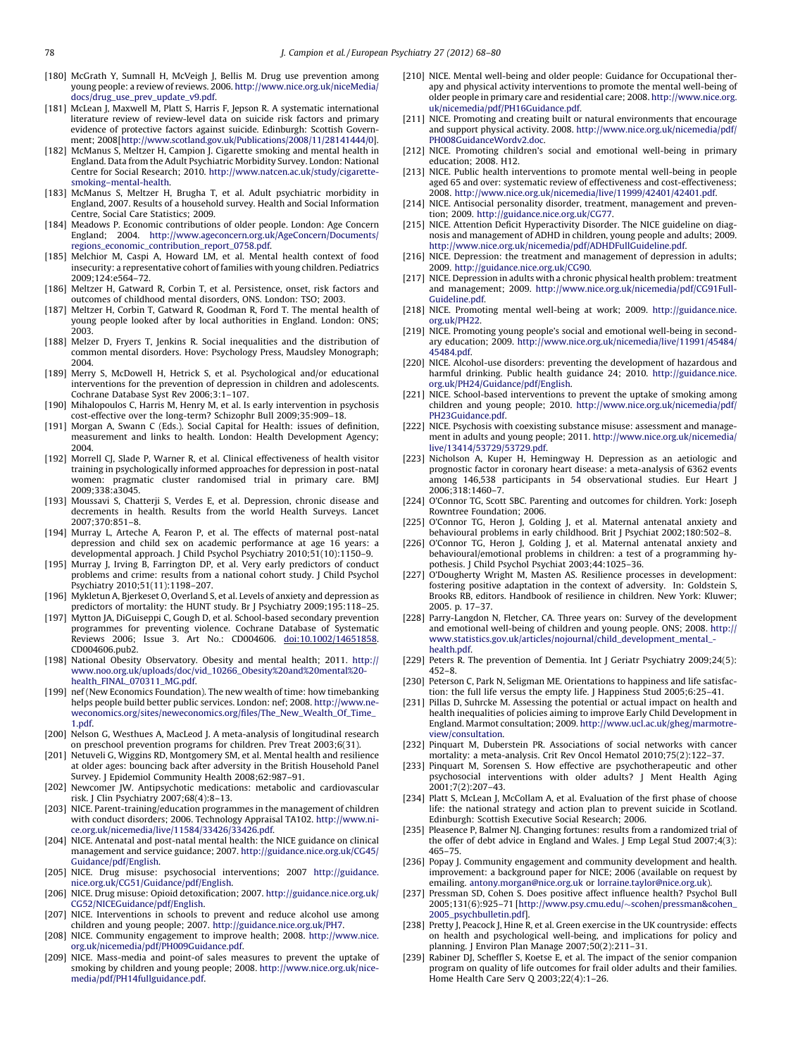[180] McGrath Y, Sumnall H, McVeigh J, Bellis M. Drug use prevention among young people: a review of reviews. 2006. http://www.nice.org.uk/niceMedia/docs/drug_use_prev_update_v9.pdf.

[181] McLean J, Maxwell M, Platt S, Harris F, Jepson R. A systematic international literature review of review-level data on suicide risk factors and primary evidence of protective factors against suicide. Edinburgh: Scottish Government; 2008[http://www.scotland.gov.uk/Publications/2008/11/28141444/0].

[182] McManus S, Meltzer H, Campion J. Cigarette smoking and mental health in England. Data from the Adult Psychiatric Morbidity Survey. London: National Centre for Social Research; 2010. http://www.natcen.ac.uk/study/cigarette-smoking–mental-health.

[183] McManus S, Meltzer H, Brugha T, et al. Adult psychiatric morbidity in England, 2007. Results of a household survey. Health and Social Information Centre, Social Care Statistics; 2009.

[184] Meadows P. Economic contributions of older people. London: Age Concern England; 2004. http://www.ageconcern.org.uk/AgeConcern/Documents/regions_economic_contribution_report_0758.pdf.

[185] Melchior M, Caspi A, Howard LM, et al. Mental health context of food insecurity: a representative cohort of families with young children. Pediatrics 2009;124:e564–72.

[186] Meltzer H, Gatward R, Corbin T, et al. Persistence, onset, risk factors and outcomes of childhood mental disorders, ONS. London: TSO; 2003.

[187] Meltzer H, Corbin T, Gatward R, Goodman R, Ford T. The mental health of young people looked after by local authorities in England. London: ONS; 2003.

[188] Melzer D, Fryers T, Jenkins R. Social inequalities and the distribution of common mental disorders. Hove: Psychology Press, Maudsley Monograph; 2004.

[189] Merry S, McDowell H, Hetrick S, et al. Psychological and/or educational interventions for the prevention of depression in children and adolescents. Cochrane Database Syst Rev 2006;3:1–107.

[190] Mihalopoulos C, Harris M, Henry M, et al. Is early intervention in psychosis cost-effective over the long-term? Schizophr Bull 2009;35:909–18.

[191] Morgan A, Swann C (Eds.). Social Capital for Health: issues of definition, measurement and links to health. London: Health Development Agency; 2004.

[192] Morrell CJ, Slade P, Warner R, et al. Clinical effectiveness of health visitor training in psychologically informed approaches for depression in post-natal women: pragmatic cluster randomised trial in primary care. BMJ 2009;338:a3045.

[193] Moussavi S, Chatterji S, Verdes E, et al. Depression, chronic disease and decrements in health. Results from the world Health Surveys. Lancet 2007;370:851–8.

[194] Murray L, Arteche A, Fearon P, et al. The effects of maternal post-natal depression and child sex on academic performance at age 16 years: a developmental approach. J Child Psychol Psychiatry 2010;51(10):1150–9.

[195] Murray J, Irving B, Farrington DP, et al. Very early predictors of conduct problems and crime: results from a national cohort study. J Child Psychol Psychiatry 2010;51(11):1198–207.

[196] Mykletun A, Bjerkeset O, Overland S, et al. Levels of anxiety and depression as predictors of mortality: the HUNT study. Br J Psychiatry 2009;195:118–25.

[197] Mytton JA, DiGuiseppi C, Gough D, et al. School-based secondary prevention programmes for preventing violence. Cochrane Database of Systematic Reviews 2006; Issue 3. Art No.: CD004606. doi:10.1002/14651858. CD004606.pub2.

[198] National Obesity Observatory. Obesity and mental health; 2011. http://www.noo.org.uk/uploads/doc/vid_10266_Obesity%20and%20mental%20-health_FINAL_070311_MG.pdf.

[199] nef (New Economics Foundation). The new wealth of time: how timebanking helps people build better public services. London: nef; 2008. http://www.neweconomics.org/sites/neweconomics.org/files/The_New_Wealth_Of_Time_1.pdf.

[200] Nelson G, Westhues A, MacLeod J. A meta-analysis of longitudinal research on preschool prevention programs for children. Prev Treat 2003;6(31).

[201] Netuveli G, Wiggins RD, Montgomery SM, et al. Mental health and resilience at older ages: bouncing back after adversity in the British Household Panel Survey. J Epidemiol Community Health 2008;62:987–91.

[202] Newcomer JW. Antipsychotic medications: metabolic and cardiovascular risk. J Clin Psychiatry 2007;68(4):8–13.

[203] NICE. Parent-training/education programmes in the management of children with conduct disorders; 2006. Technology Appraisal TA102. http://www.nice.org.uk/nicemedia/live/11584/33426/33426.pdf.

[204] NICE. Antenatal and post-natal mental health: the NICE guidance on clinical management and service guidance; 2007. http://guidance.nice.org.uk/CG45/Guidance/pdf/English.

[205] NICE. Drug misuse: psychosocial interventions; 2007 http://guidance.nice.org.uk/CG51/Guidance/pdf/English.

[206] NICE. Drug misuse: Opioid detoxification; 2007. http://guidance.nice.org.uk/CG52/NICEGuidance/pdf/English.

[207] NICE. Interventions in schools to prevent and reduce alcohol use among children and young people; 2007. http://guidance.nice.org.uk/PH7.

[208] NICE. Community engagement to improve health; 2008. http://www.nice.org.uk/nicemedia/pdf/PH009Guidance.pdf.

[209] NICE. Mass-media and point-of sales measures to prevent the uptake of smoking by children and young people; 2008. http://www.nice.org.uk/nicemedia/pdf/PH14fullguidance.pdf.

[210] NICE. Mental well-being and older people: Guidance for Occupational therapy and physical activity interventions to promote the mental well-being of older people in primary care and residential care; 2008. http://www.nice.org.uk/nicemedia/pdf/PH16Guidance.pdf.

[211] NICE. Promoting and creating built or natural environments that encourage and support physical activity. 2008. http://www.nice.org.uk/nicemedia/pdf/PH008GuidanceWordv2.doc.

[212] NICE. Promoting children's social and emotional well-being in primary education; 2008. H12.

[213] NICE. Public health interventions to promote mental well-being in people aged 65 and over: systematic review of effectiveness and cost-effectiveness; 2008. http://www.nice.org.uk/nicemedia/live/11999/42401/42401.pdf.

[214] NICE. Antisocial personality disorder, treatment, management and prevention; 2009. http://guidance.nice.org.uk/CG77.

[215] NICE. Attention Deficit Hyperactivity Disorder. The NICE guideline on diagnosis and management of ADHD in children, young people and adults; 2009. http://www.nice.org.uk/nicemedia/pdf/ADHDFullGuideline.pdf.

[216] NICE. Depression: the treatment and management of depression in adults; 2009. http://guidance.nice.org.uk/CG90.

[217] NICE. Depression in adults with a chronic physical health problem: treatment and management; 2009. http://www.nice.org.uk/nicemedia/pdf/CG91FullGuideline.pdf.

[218] NICE. Promoting mental well-being at work; 2009. http://guidance.nice.org.uk/PH22.

[219] NICE. Promoting young people's social and emotional well-being in secondary education; 2009. http://www.nice.org.uk/nicemedia/live/11991/45484/45484.pdf.

[220] NICE. Alcohol-use disorders: preventing the development of hazardous and harmful drinking. Public health guidance 24; 2010. http://guidance.nice.org.uk/PH24/Guidance/pdf/English.

[221] NICE. School-based interventions to prevent the uptake of smoking among children and young people; 2010. http://www.nice.org.uk/nicemedia/pdf/PH23Guidance.pdf.

[222] NICE. Psychosis with coexisting substance misuse: assessment and management in adults and young people; 2011. http://www.nice.org.uk/nicemedia/live/13414/53729/53729.pdf.

[223] Nicholson A, Kuper H, Hemingway H. Depression as an aetiologic and prognostic factor in coronary heart disease: a meta-analysis of 6362 events among 146,538 participants in 54 observational studies. Eur Heart J 2006;318:1460–7.

[224] O'Connor TG, Scott SBC. Parenting and outcomes for children. York: Joseph Rowntree Foundation; 2006.

[225] O'Connor TG, Heron J, Golding J, et al. Maternal antenatal anxiety and behavioural problems in early childhood. Brit J Psychiat 2002;180:502–8.

[226] O'Connor TG, Heron J, Golding J, et al. Maternal antenatal anxiety and behavioural/emotional problems in children: a test of a programming hypothesis. J Child Psychol Psychiat 2003;44:1025–36.

[227] O'Dougherty Wright M, Masten AS. Resilience processes in development: fostering positive adaptation in the context of adversity. In: Goldstein S, Brooks RB, editors. Handbook of resilience in children. New York: Kluwer; 2005. p. 17–37.

[228] Parry-Langdon N, Fletcher, CA. Three years on: Survey of the development and emotional well-being of children and young people. ONS; 2008. http://www.statistics.gov.uk/articles/nojournal/child_development_mental_-health.pdf.

[229] Peters R. The prevention of Dementia. Int J Geriatr Psychiatry 2009;24(5): 452–8.

[230] Peterson C, Park N, Seligman ME. Orientations to happiness and life satisfaction: the full life versus the empty life. J Happiness Stud 2005;6:25–41.

[231] Pillas D, Suhrcke M. Assessing the potential or actual impact on health and health inequalities of policies aiming to improve Early Child Development in England. Marmot consultation; 2009. http://www.ucl.ac.uk/gheg/marmotreview/consultation.

[232] Pinquart M, Duberstein PR. Associations of social networks with cancer mortality: a meta-analysis. Crit Rev Oncol Hematol 2010;75(2):122–37.

[233] Pinquart M, Sorensen S. How effective are psychotherapeutic and other psychosocial interventions with older adults? J Ment Health Aging 2001;7(2):207–43.

[234] Platt S, McLean J, McCollam A, et al. Evaluation of the first phase of choose life: the national strategy and action plan to prevent suicide in Scotland. Edinburgh: Scottish Executive Social Research; 2006.

[235] Pleasence P, Balmer NJ. Changing fortunes: results from a randomized trial of the offer of debt advice in England and Wales. J Emp Legal Stud 2007;4(3): 465–75.

[236] Popay J. Community engagement and community development and health. improvement: a background paper for NICE; 2006 (available on request by emailing. antony.morgan@nice.org.uk or lorraine.taylor@nice.org.uk).

[237] Pressman SD, Cohen S. Does positive affect influence health? Psychol Bull 2005;131(6):925–71 [http://www.psy.cmu.edu/~scohen/pressman&cohen_2005_psychbulletin.pdf].

[238] Pretty J, Peacock J, Hine R, et al. Green exercise in the UK countryside: effects on health and psychological well-being, and implications for policy and planning. J Environ Plan Manage 2007;50(2):211–31.

[239] Rabiner DJ, Scheffler S, Koetse E, et al. The impact of the senior companion program on quality of life outcomes for frail older adults and their families. Home Health Care Serv Q 2003;22(4):1–26.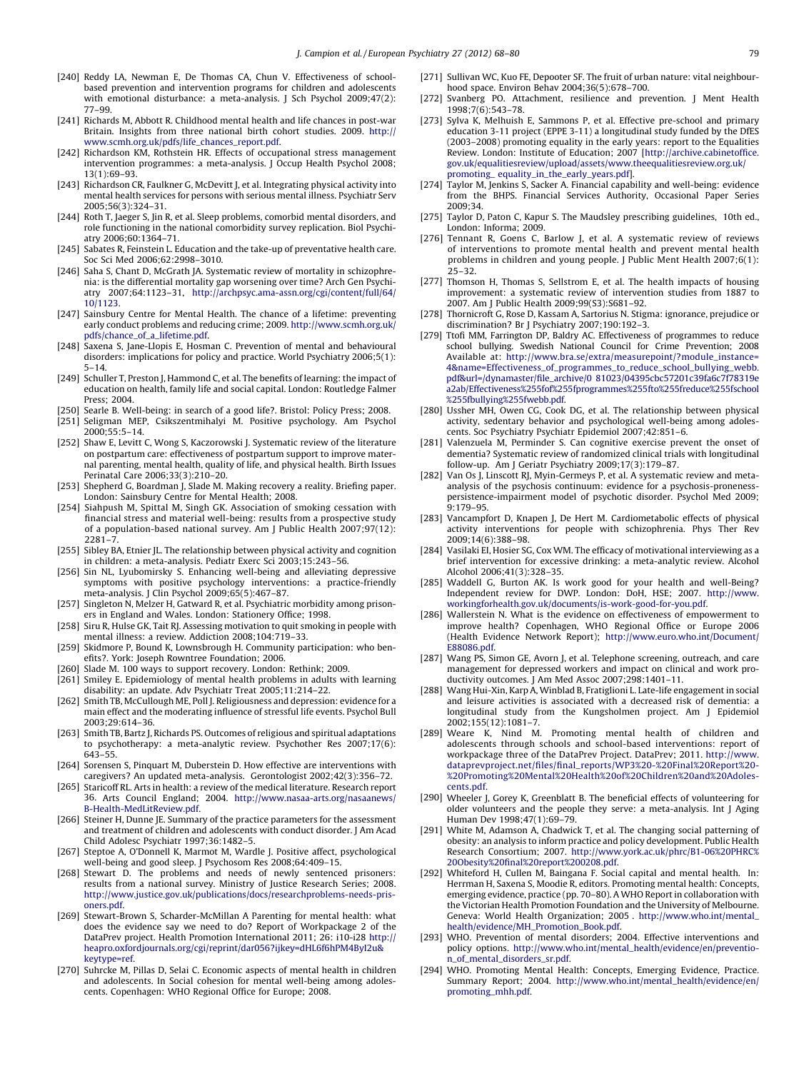[240] Reddy LA, Newman E, De Thomas CA, Chun V. Effectiveness of school-based prevention and intervention programs for children and adolescents with emotional disturbance: a meta-analysis. J Sch Psychol 2009;47(2): 77–99.

[241] Richards M, Abbott R. Childhood mental health and life chances in post-war Britain. Insights from three national birth cohort studies. 2009. http://www.scmh.org.uk/pdfs/life_chances_report.pdf.

[242] Richardson KM, Rothstein HR. Effects of occupational stress management intervention programmes: a meta-analysis. J Occup Health Psychol 2008; 13(1):69–93.

[243] Richardson CR, Faulkner G, McDevitt J, et al. Integrating physical activity into mental health services for persons with serious mental illness. Psychiatr Serv 2005;56(3):324–31.

[244] Roth T, Jaeger S, Jin R, et al. Sleep problems, comorbid mental disorders, and role functioning in the national comorbidity survey replication. Biol Psychiatry 2006;60:1364–71.

[245] Sabates R, Feinstein L. Education and the take-up of preventative health care. Soc Sci Med 2006;62:2998–3010.

[246] Saha S, Chant D, McGrath JA. Systematic review of mortality in schizophrenia: is the differential mortality gap worsening over time? Arch Gen Psychiatry 2007;64:1123–31, http://archpsyc.ama-assn.org/cgi/content/full/64/10/1123.

[247] Sainsbury Centre for Mental Health. The chance of a lifetime: preventing early conduct problems and reducing crime; 2009. http://www.scmh.org.uk/pdfs/chance_of_a_lifetime.pdf.

[248] Saxena S, Jane-Llopis E, Hosman C. Prevention of mental and behavioural disorders: implications for policy and practice. World Psychiatry 2006;5(1): 5–14.

[249] Schuller T, Preston J, Hammond C, et al. The benefits of learning: the impact of education on health, family life and social capital. London: Routledge Falmer Press; 2004.

[250] Searle B. Well-being: in search of a good life?. Bristol: Policy Press; 2008.

[251] Seligman MEP, Csikszentmihalyi M. Positive psychology. Am Psychol 2000;55:5–14.

[252] Shaw E, Levitt C, Wong S, Kaczorowski J. Systematic review of the literature on postpartum care: effectiveness of postpartum support to improve maternal parenting, mental health, quality of life, and physical health. Birth Issues Perinatal Care 2006;33(3):210–20.

[253] Shepherd G, Boardman J, Slade M. Making recovery a reality. Briefing paper. London: Sainsbury Centre for Mental Health; 2008.

[254] Siahpush M, Spittal M, Singh GK. Association of smoking cessation with financial stress and material well-being: results from a prospective study of a population-based national survey. Am J Public Health 2007;97(12): 2281–7.

[255] Sibley BA, Etnier JL. The relationship between physical activity and cognition in children: a meta-analysis. Pediatr Exerc Sci 2003;15:243–56.

[256] Sin NL, Lyubomirsky S. Enhancing well-being and alleviating depressive symptoms with positive psychology interventions: a practice-friendly meta-analysis. J Clin Psychol 2009;65(5):467–87.

[257] Singleton N, Melzer H, Gatward R, et al. Psychiatric morbidity among prisoners in England and Wales. London: Stationery Office; 1998.

[258] Siru R, Hulse GK, Tait RJ. Assessing motivation to quit smoking in people with mental illness: a review. Addiction 2008;104:719–33.

[259] Skidmore P, Bound K, Lownsbrough H. Community participation: who benefits?. York: Joseph Rowntree Foundation; 2006.

[260] Slade M. 100 ways to support recovery. London: Rethink; 2009.

[261] Smiley E. Epidemiology of mental health problems in adults with learning disability: an update. Adv Psychiatr Treat 2005;11:214–22.

[262] Smith TB, McCullough ME, Poll J. Religiousness and depression: evidence for a main effect and the moderating influence of stressful life events. Psychol Bull 2003;29:614–36.

[263] Smith TB, Bartz J, Richards PS. Outcomes of religious and spiritual adaptations to psychotherapy: a meta-analytic review. Psychother Res 2007;17(6): 643–55.

[264] Sorensen S, Pinquart M, Duberstein D. How effective are interventions with caregivers? An updated meta-analysis. Gerontologist 2002;42(3):356–72.

[265] Staricoff RL. Arts in health: a review of the medical literature. Research report 36. Arts Council England; 2004. http://www.nasaa-arts.org/nasaanews/B-Health-MedLitReview.pdf.

[266] Steiner H, Dunne JE. Summary of the practice parameters for the assessment and treatment of children and adolescents with conduct disorder. J Am Acad Child Adolesc Psychiatr 1997;36:1482–5.

[267] Steptoe A, O'Donnell K, Marmot M, Wardle J. Positive affect, psychological well-being and good sleep. J Psychosom Res 2008;64:409–15.

[268] Stewart D. The problems and needs of newly sentenced prisoners: results from a national survey. Ministry of Justice Research Series; 2008. http://www.justice.gov.uk/publications/docs/researchproblems-needs-prisoners.pdf.

[269] Stewart-Brown S, Scharder-McMillan A Parenting for mental health: what does the evidence say we need to do? Report of Workpackage 2 of the DataPrev project. Health Promotion International 2011; 26: i10-i28 http://heapro.oxfordjournals.org/cgi/reprint/dar056?ijkey=dHL6f6hPM4ByI2u&keytype=ref.

[270] Suhrcke M, Pillas D, Selai C. Economic aspects of mental health in children and adolescents. In Social cohesion for mental well-being among adolescents. Copenhagen: WHO Regional Office for Europe; 2008.

[271] Sullivan WC, Kuo FE, Depooter SF. The fruit of urban nature: vital neighbourhood space. Environ Behav 2004;36(5):678–700.

[272] Svanberg PO. Attachment, resilience and prevention. J Ment Health 1998;7(6):543–78.

[273] Sylva K, Melhuish E, Sammons P, et al. Effective pre-school and primary education 3-11 project (EPPE 3-11) a longitudinal study funded by the DfES (2003–2008) promoting equality in the early years: report to the Equalities Review. London: Institute of Education; 2007 [http://archive.cabinetoffice.gov.uk/equalitiesreview/upload/assets/www.theequalitiesreview.org.uk/promoting_ equality_in_the_early_years.pdf].

[274] Taylor M, Jenkins S, Sacker A. Financial capability and well-being: evidence from the BHPS. Financial Services Authority, Occasional Paper Series 2009;34.

[275] Taylor D, Paton C, Kapur S. The Maudsley prescribing guidelines, 10th ed., London: Informa; 2009.

[276] Tennant R, Goens C, Barlow J, et al. A systematic review of reviews of interventions to promote mental health and prevent mental health problems in children and young people. J Public Ment Health 2007;6(1): 25–32.

[277] Thomson H, Thomas S, Sellstrom E, et al. The health impacts of housing improvement: a systematic review of intervention studies from 1887 to 2007. Am J Public Health 2009;99(S3):S681–92.

[278] Thornicroft G, Rose D, Kassam A, Sartorius N. Stigma: ignorance, prejudice or discrimination? Br J Psychiatry 2007;190:192–3.

[279] Ttofi MM, Farrington DP, Baldry AC. Effectiveness of programmes to reduce school bullying. Swedish National Council for Crime Prevention; 2008 Available at: http://www.bra.se/extra/measurepoint/?module_instance=4&name=Effectiveness_of_programmes_to_reduce_school_bullying_webb.pdf&url=/dynamaster/file_archive/0 81023/04395cbc57201c39fa6c7f78319ea2ab/Effectiveness%255fof%255fprogrammes%255fto%255freduce%255fschool%255fbullying%255fwebb.pdf.

[280] Ussher MH, Owen CG, Cook DG, et al. The relationship between physical activity, sedentary behavior and psychological well-being among adolescents. Soc Psychiatry Psychiatr Epidemiol 2007;42:851–6.

[281] Valenzuela M, Perminder S. Can cognitive exercise prevent the onset of dementia? Systematic review of randomized clinical trials with longitudinal follow-up. Am J Geriatr Psychiatry 2009;17(3):179–87.

[282] Van Os J, Linscott RJ, Myin-Germeys P, et al. A systematic review and meta-analysis of the psychosis continuum: evidence for a psychosis-proneness-persistence-impairment model of psychotic disorder. Psychol Med 2009; 9:179–95.

[283] Vancampfort D, Knapen J, De Hert M. Cardiometabolic effects of physical activity interventions for people with schizophrenia. Phys Ther Rev 2009;14(6):388–98.

[284] Vasilaki EI, Hosier SG, Cox WM. The efficacy of motivational interviewing as a brief intervention for excessive drinking: a meta-analytic review. Alcohol Alcohol 2006;41(3):328–35.

[285] Waddell G, Burton AK. Is work good for your health and well-Being? Independent review for DWP. London: DoH, HSE; 2007. http://www.workingforhealth.gov.uk/documents/is-work-good-for-you.pdf.

[286] Wallerstein N. What is the evidence on effectiveness of empowerment to improve health? Copenhagen, WHO Regional Office for Europe 2006 (Health Evidence Network Report); http://www.euro.who.int/Document/E88086.pdf.

[287] Wang PS, Simon GE, Avorn J, et al. Telephone screening, outreach, and care management for depressed workers and impact on clinical and work productivity outcomes. J Am Med Assoc 2007;298:1401–11.

[288] Wang Hui-Xin, Karp A, Winblad B, Fratiglioni L. Late-life engagement in social and leisure activities is associated with a decreased risk of dementia: a longitudinal study from the Kungsholmen project. Am J Epidemiol 2002;155(12):1081–7.

[289] Weare K, Nind M. Promoting mental health of children and adolescents through schools and school-based interventions: report of workpackage three of the DataPrev Project. DataPrev; 2011. http://www.dataprevproject.net/files/final_reports/WP3%20-%20Final%20Report%20-%20Promoting%20Mental%20Health%20of%20Children%20and%20Adolescents.pdf.

[290] Wheeler J, Gorey K, Greenblatt B. The beneficial effects of volunteering for older volunteers and the people they serve: a meta-analysis. Int J Aging Human Dev 1998;47(1):69–79.

[291] White M, Adamson A, Chadwick T, et al. The changing social patterning of obesity: an analysis to inform practice and policy development. Public Health Research Consortium; 2007. http://www.york.ac.uk/phrc/B1-06%20PHRC%20Obesity%20final%20report%200208.pdf.

[292] Whiteford H, Cullen M, Baingana F. Social capital and mental health. In: Herrman H, Saxena S, Moodie R, editors. Promoting mental health: Concepts, emerging evidence, practice (pp. 70–80). A WHO Report in collaboration with the Victorian Health Promotion Foundation and the University of Melbourne. Geneva: World Health Organization; 2005 . http://www.who.int/mental_health/evidence/MH_Promotion_Book.pdf.

[293] WHO. Prevention of mental disorders; 2004. Effective interventions and policy options. http://www.who.int/mental_health/evidence/en/prevention_of_mental_disorders_sr.pdf.

[294] WHO. Promoting Mental Health: Concepts, Emerging Evidence, Practice. Summary Report; 2004. http://www.who.int/mental_health/evidence/en/promoting_mhh.pdf.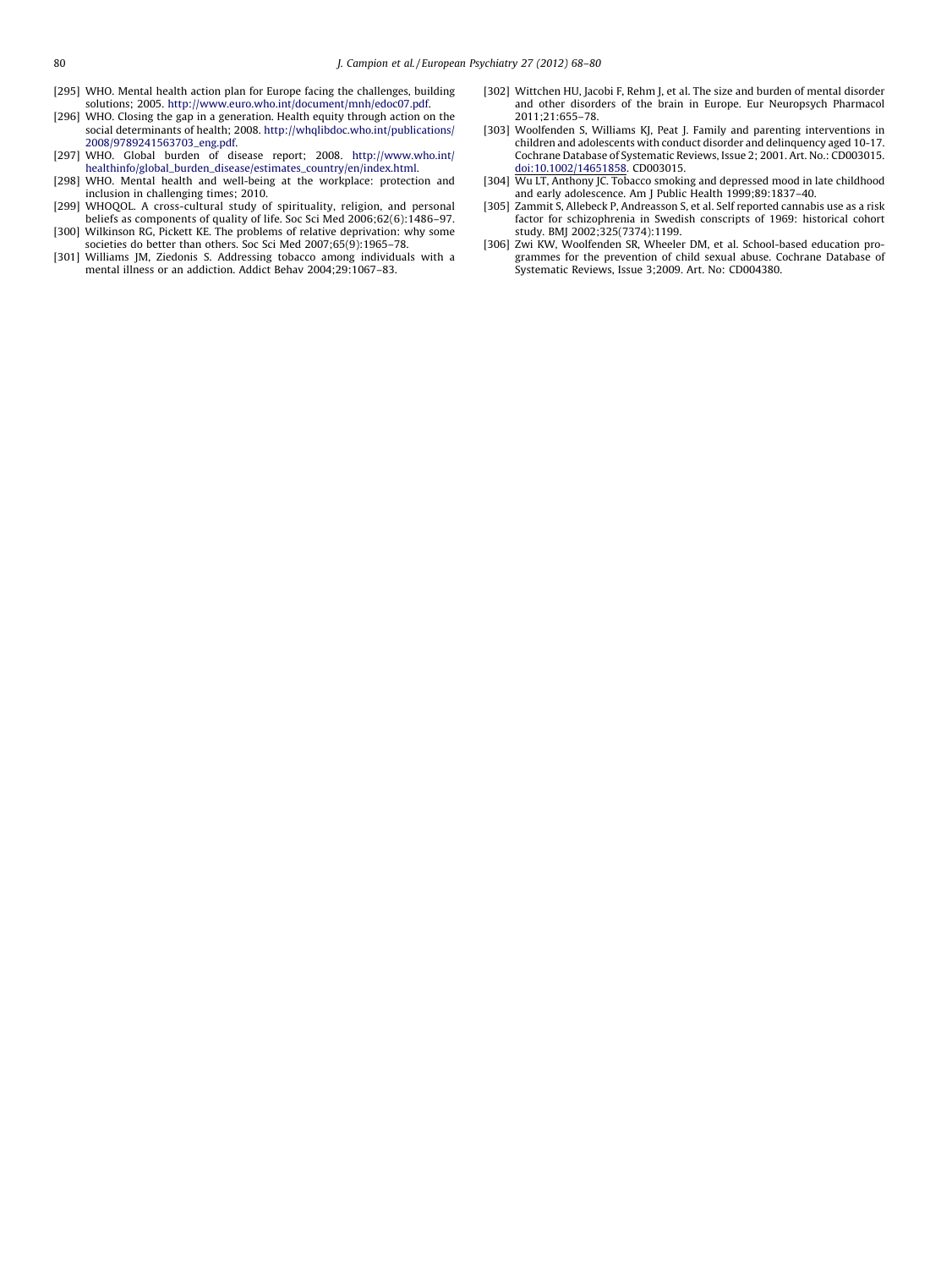[295] WHO. Mental health action plan for Europe facing the challenges, building solutions; 2005. http://www.euro.who.int/document/mnh/edoc07.pdf.

[296] WHO. Closing the gap in a generation. Health equity through action on the social determinants of health; 2008. http://whqlibdoc.who.int/publications/2008/9789241563703_eng.pdf.

[297] WHO. Global burden of disease report; 2008. http://www.who.int/healthinfo/global_burden_disease/estimates_country/en/index.html.

[298] WHO. Mental health and well-being at the workplace: protection and inclusion in challenging times; 2010.

[299] WHOQOL. A cross-cultural study of spirituality, religion, and personal beliefs as components of quality of life. Soc Sci Med 2006;62(6):1486–97.

[300] Wilkinson RG, Pickett KE. The problems of relative deprivation: why some societies do better than others. Soc Sci Med 2007;65(9):1965–78.

[301] Williams JM, Ziedonis S. Addressing tobacco among individuals with a mental illness or an addiction. Addict Behav 2004;29:1067–83.

[302] Wittchen HU, Jacobi F, Rehm J, et al. The size and burden of mental disorder and other disorders of the brain in Europe. Eur Neuropsych Pharmacol 2011;21:655–78.

[303] Woolfenden S, Williams KJ, Peat J. Family and parenting interventions in children and adolescents with conduct disorder and delinquency aged 10-17. Cochrane Database of Systematic Reviews, Issue 2; 2001. Art. No.: CD003015. doi:10.1002/14651858. CD003015.

[304] Wu LT, Anthony JC. Tobacco smoking and depressed mood in late childhood and early adolescence. Am J Public Health 1999;89:1837–40.

[305] Zammit S, Allebeck P, Andreasson S, et al. Self reported cannabis use as a risk factor for schizophrenia in Swedish conscripts of 1969: historical cohort study. BMJ 2002;325(7374):1199.

[306] Zwi KW, Woolfenden SR, Wheeler DM, et al. School-based education programmes for the prevention of child sexual abuse. Cochrane Database of Systematic Reviews, Issue 3;2009. Art. No: CD004380.